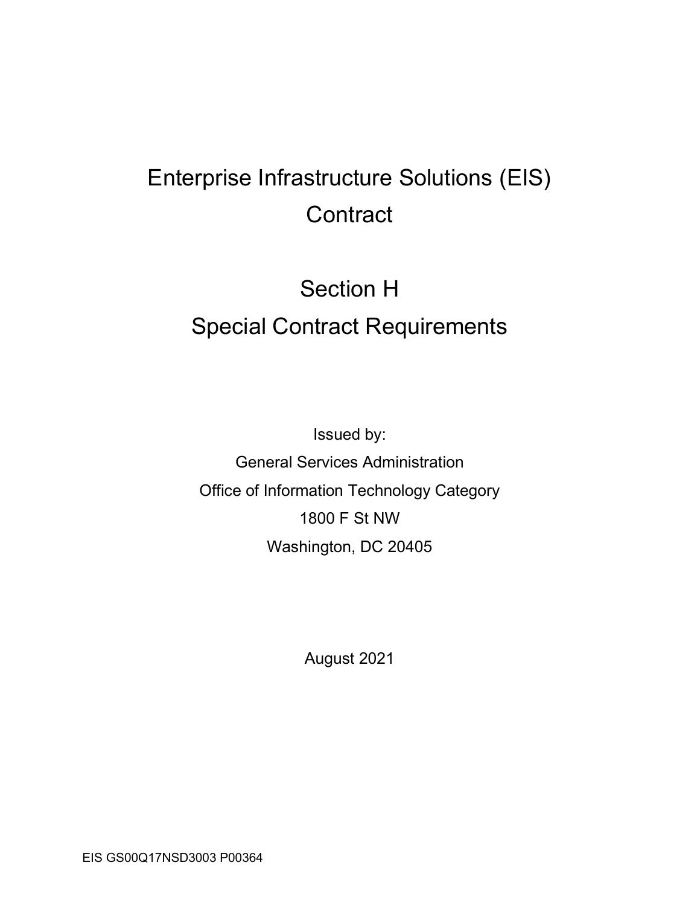# Enterprise Infrastructure Solutions (EIS) Contract

# Section H
# Special Contract Requirements

Issued by:

General Services Administration

Office of Information Technology Category

1800 F St NW

Washington, DC 20405

August 2021

EIS GS00Q17NSD3003 P00364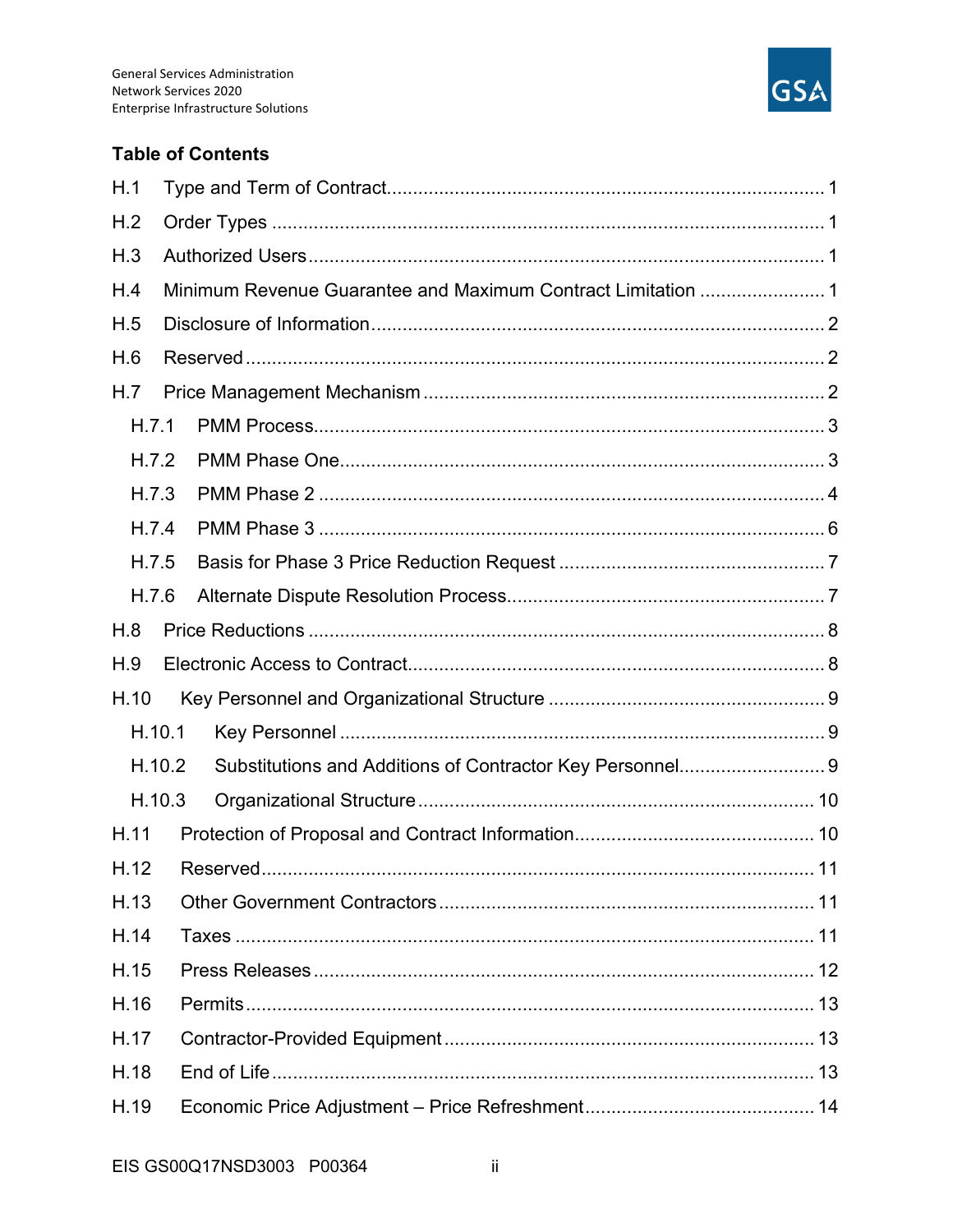## Table of Contents

- H.1 Type and Term of Contract ........ 1
- H.2 Order Types ........ 1
- H.3 Authorized Users ........ 1
- H.4 Minimum Revenue Guarantee and Maximum Contract Limitation ........ 1
- H.5 Disclosure of Information ........ 2
- H.6 Reserved ........ 2
- H.7 Price Management Mechanism ........ 2
  - H.7.1 PMM Process ........ 3
  - H.7.2 PMM Phase One ........ 3
  - H.7.3 PMM Phase 2 ........ 4
  - H.7.4 PMM Phase 3 ........ 6
  - H.7.5 Basis for Phase 3 Price Reduction Request ........ 7
  - H.7.6 Alternate Dispute Resolution Process ........ 7
- H.8 Price Reductions ........ 8
- H.9 Electronic Access to Contract ........ 8
- H.10 Key Personnel and Organizational Structure ........ 9
  - H.10.1 Key Personnel ........ 9
  - H.10.2 Substitutions and Additions of Contractor Key Personnel ........ 9
  - H.10.3 Organizational Structure ........ 10
- H.11 Protection of Proposal and Contract Information ........ 10
- H.12 Reserved ........ 11
- H.13 Other Government Contractors ........ 11
- H.14 Taxes ........ 11
- H.15 Press Releases ........ 12
- H.16 Permits ........ 13
- H.17 Contractor-Provided Equipment ........ 13
- H.18 End of Life ........ 13
- H.19 Economic Price Adjustment – Price Refreshment ........ 14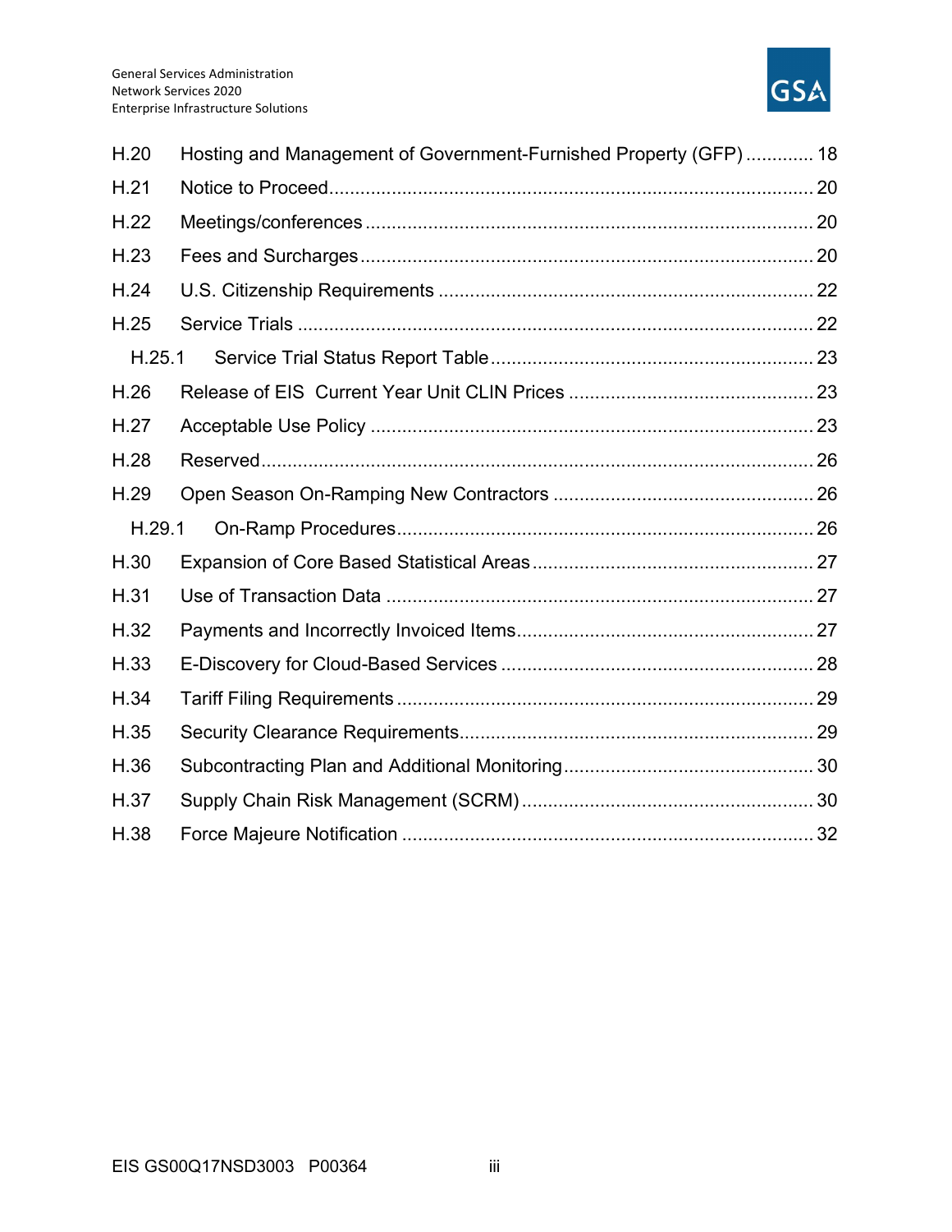H.20 Hosting and Management of Government-Furnished Property (GFP) ............. 18

H.21 Notice to Proceed ............................................................................................ 20

H.22 Meetings/conferences ..................................................................................... 20

H.23 Fees and Surcharges ...................................................................................... 20

H.24 U.S. Citizenship Requirements ....................................................................... 22

H.25 Service Trials ................................................................................................... 22

H.25.1 Service Trial Status Report Table ............................................................. 23

H.26 Release of EIS Current Year Unit CLIN Prices ............................................... 23

H.27 Acceptable Use Policy .................................................................................... 23

H.28 Reserved ........................................................................................................ 26

H.29 Open Season On-Ramping New Contractors .................................................. 26

H.29.1 On-Ramp Procedures ............................................................................... 26

H.30 Expansion of Core Based Statistical Areas ...................................................... 27

H.31 Use of Transaction Data ................................................................................. 27

H.32 Payments and Incorrectly Invoiced Items ........................................................ 27

H.33 E-Discovery for Cloud-Based Services ............................................................ 28

H.34 Tariff Filing Requirements ............................................................................... 29

H.35 Security Clearance Requirements ................................................................... 29

H.36 Subcontracting Plan and Additional Monitoring ................................................ 30

H.37 Supply Chain Risk Management (SCRM) ....................................................... 30

H.38 Force Majeure Notification ............................................................................... 32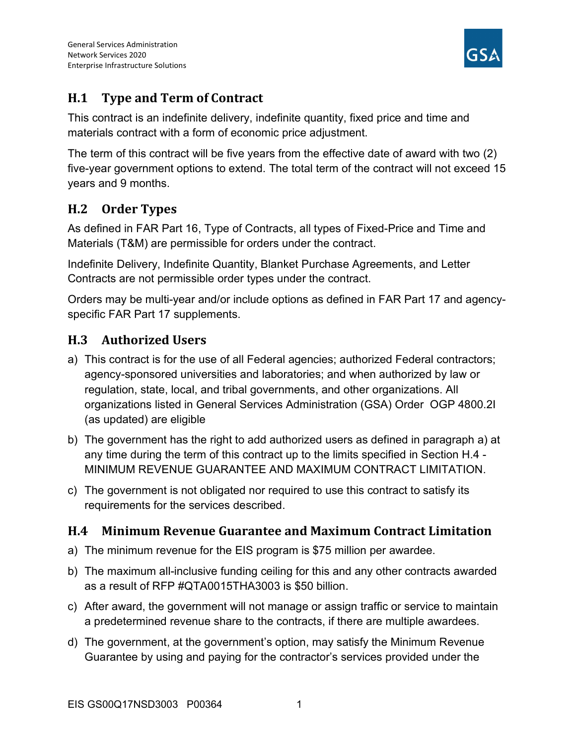## H.1 Type and Term of Contract

This contract is an indefinite delivery, indefinite quantity, fixed price and time and materials contract with a form of economic price adjustment.

The term of this contract will be five years from the effective date of award with two (2) five-year government options to extend. The total term of the contract will not exceed 15 years and 9 months.

## H.2 Order Types

As defined in FAR Part 16, Type of Contracts, all types of Fixed-Price and Time and Materials (T&M) are permissible for orders under the contract.

Indefinite Delivery, Indefinite Quantity, Blanket Purchase Agreements, and Letter Contracts are not permissible order types under the contract.

Orders may be multi-year and/or include options as defined in FAR Part 17 and agency-specific FAR Part 17 supplements.

## H.3 Authorized Users

a) This contract is for the use of all Federal agencies; authorized Federal contractors; agency-sponsored universities and laboratories; and when authorized by law or regulation, state, local, and tribal governments, and other organizations. All organizations listed in General Services Administration (GSA) Order OGP 4800.2I (as updated) are eligible

b) The government has the right to add authorized users as defined in paragraph a) at any time during the term of this contract up to the limits specified in Section H.4 - MINIMUM REVENUE GUARANTEE AND MAXIMUM CONTRACT LIMITATION.

c) The government is not obligated nor required to use this contract to satisfy its requirements for the services described.

## H.4 Minimum Revenue Guarantee and Maximum Contract Limitation

a) The minimum revenue for the EIS program is $75 million per awardee.

b) The maximum all-inclusive funding ceiling for this and any other contracts awarded as a result of RFP #QTA0015THA3003 is $50 billion.

c) After award, the government will not manage or assign traffic or service to maintain a predetermined revenue share to the contracts, if there are multiple awardees.

d) The government, at the government's option, may satisfy the Minimum Revenue Guarantee by using and paying for the contractor's services provided under the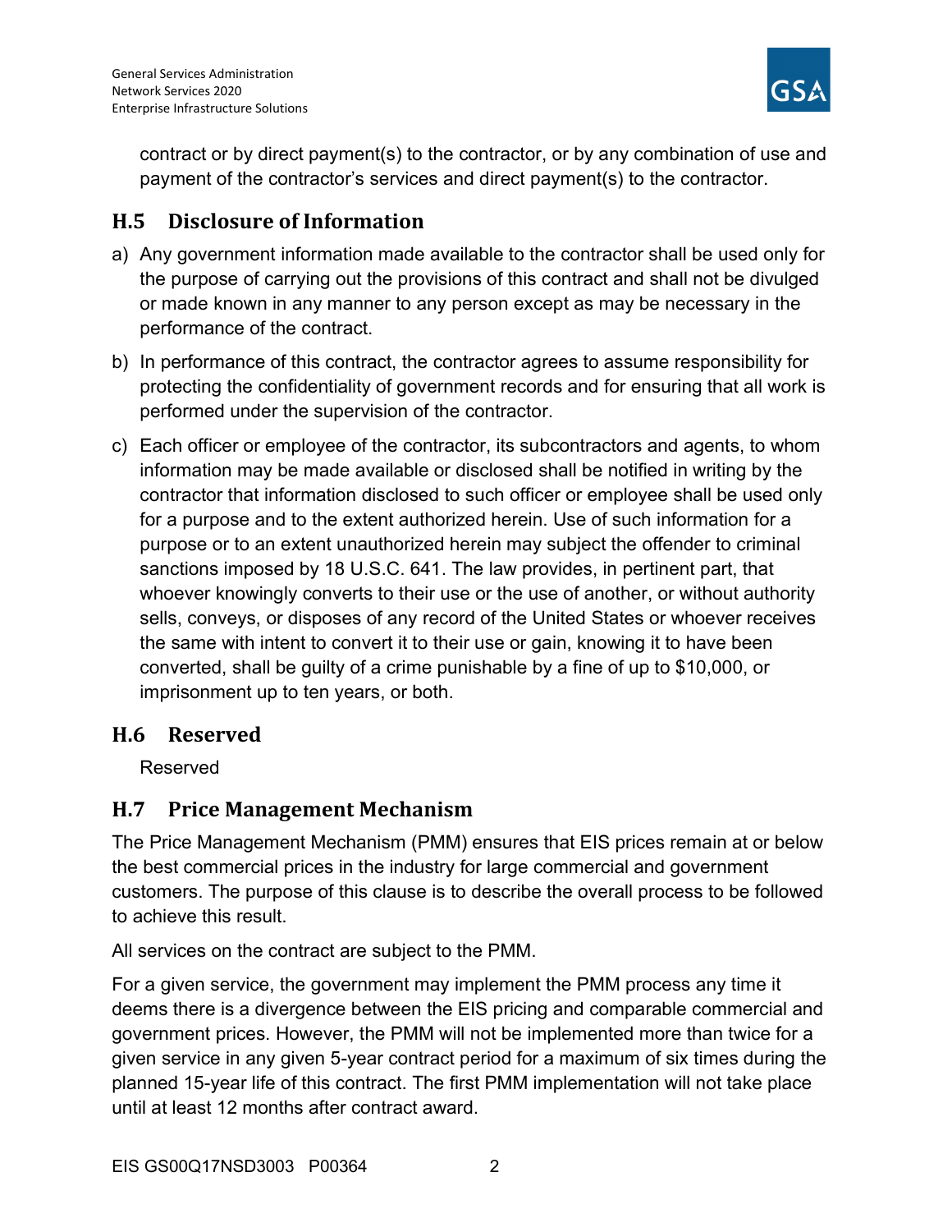contract or by direct payment(s) to the contractor, or by any combination of use and payment of the contractor's services and direct payment(s) to the contractor.

## H.5 Disclosure of Information

a) Any government information made available to the contractor shall be used only for the purpose of carrying out the provisions of this contract and shall not be divulged or made known in any manner to any person except as may be necessary in the performance of the contract.

b) In performance of this contract, the contractor agrees to assume responsibility for protecting the confidentiality of government records and for ensuring that all work is performed under the supervision of the contractor.

c) Each officer or employee of the contractor, its subcontractors and agents, to whom information may be made available or disclosed shall be notified in writing by the contractor that information disclosed to such officer or employee shall be used only for a purpose and to the extent authorized herein. Use of such information for a purpose or to an extent unauthorized herein may subject the offender to criminal sanctions imposed by 18 U.S.C. 641. The law provides, in pertinent part, that whoever knowingly converts to their use or the use of another, or without authority sells, conveys, or disposes of any record of the United States or whoever receives the same with intent to convert it to their use or gain, knowing it to have been converted, shall be guilty of a crime punishable by a fine of up to $10,000, or imprisonment up to ten years, or both.

## H.6 Reserved

Reserved

## H.7 Price Management Mechanism

The Price Management Mechanism (PMM) ensures that EIS prices remain at or below the best commercial prices in the industry for large commercial and government customers. The purpose of this clause is to describe the overall process to be followed to achieve this result.

All services on the contract are subject to the PMM.

For a given service, the government may implement the PMM process any time it deems there is a divergence between the EIS pricing and comparable commercial and government prices. However, the PMM will not be implemented more than twice for a given service in any given 5-year contract period for a maximum of six times during the planned 15-year life of this contract. The first PMM implementation will not take place until at least 12 months after contract award.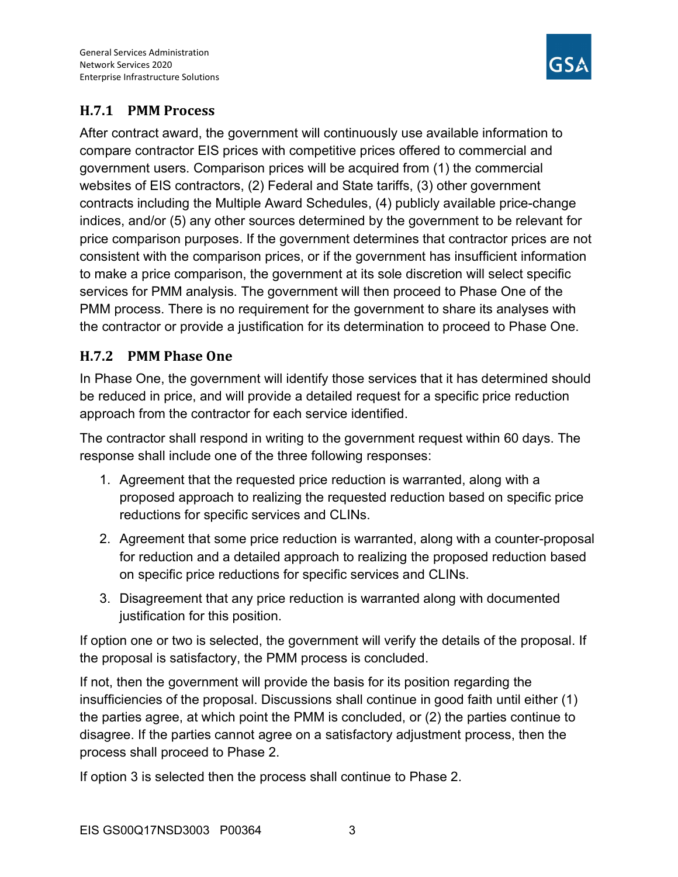### H.7.1 PMM Process

After contract award, the government will continuously use available information to compare contractor EIS prices with competitive prices offered to commercial and government users. Comparison prices will be acquired from (1) the commercial websites of EIS contractors, (2) Federal and State tariffs, (3) other government contracts including the Multiple Award Schedules, (4) publicly available price-change indices, and/or (5) any other sources determined by the government to be relevant for price comparison purposes. If the government determines that contractor prices are not consistent with the comparison prices, or if the government has insufficient information to make a price comparison, the government at its sole discretion will select specific services for PMM analysis. The government will then proceed to Phase One of the PMM process. There is no requirement for the government to share its analyses with the contractor or provide a justification for its determination to proceed to Phase One.

### H.7.2 PMM Phase One

In Phase One, the government will identify those services that it has determined should be reduced in price, and will provide a detailed request for a specific price reduction approach from the contractor for each service identified.

The contractor shall respond in writing to the government request within 60 days. The response shall include one of the three following responses:

1. Agreement that the requested price reduction is warranted, along with a proposed approach to realizing the requested reduction based on specific price reductions for specific services and CLINs.
2. Agreement that some price reduction is warranted, along with a counter-proposal for reduction and a detailed approach to realizing the proposed reduction based on specific price reductions for specific services and CLINs.
3. Disagreement that any price reduction is warranted along with documented justification for this position.

If option one or two is selected, the government will verify the details of the proposal. If the proposal is satisfactory, the PMM process is concluded.

If not, then the government will provide the basis for its position regarding the insufficiencies of the proposal. Discussions shall continue in good faith until either (1) the parties agree, at which point the PMM is concluded, or (2) the parties continue to disagree. If the parties cannot agree on a satisfactory adjustment process, then the process shall proceed to Phase 2.

If option 3 is selected then the process shall continue to Phase 2.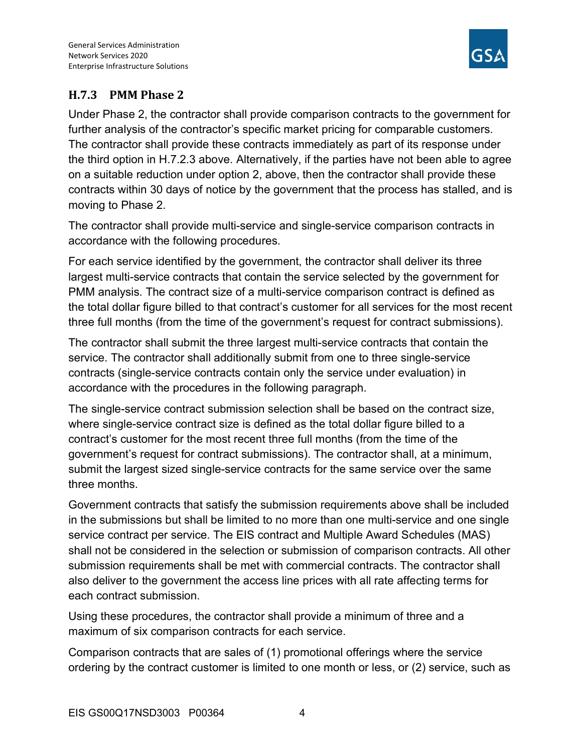### H.7.3 PMM Phase 2

Under Phase 2, the contractor shall provide comparison contracts to the government for further analysis of the contractor's specific market pricing for comparable customers. The contractor shall provide these contracts immediately as part of its response under the third option in H.7.2.3 above. Alternatively, if the parties have not been able to agree on a suitable reduction under option 2, above, then the contractor shall provide these contracts within 30 days of notice by the government that the process has stalled, and is moving to Phase 2.

The contractor shall provide multi-service and single-service comparison contracts in accordance with the following procedures.

For each service identified by the government, the contractor shall deliver its three largest multi-service contracts that contain the service selected by the government for PMM analysis. The contract size of a multi-service comparison contract is defined as the total dollar figure billed to that contract's customer for all services for the most recent three full months (from the time of the government's request for contract submissions).

The contractor shall submit the three largest multi-service contracts that contain the service. The contractor shall additionally submit from one to three single-service contracts (single-service contracts contain only the service under evaluation) in accordance with the procedures in the following paragraph.

The single-service contract submission selection shall be based on the contract size, where single-service contract size is defined as the total dollar figure billed to a contract's customer for the most recent three full months (from the time of the government's request for contract submissions). The contractor shall, at a minimum, submit the largest sized single-service contracts for the same service over the same three months.

Government contracts that satisfy the submission requirements above shall be included in the submissions but shall be limited to no more than one multi-service and one single service contract per service. The EIS contract and Multiple Award Schedules (MAS) shall not be considered in the selection or submission of comparison contracts. All other submission requirements shall be met with commercial contracts. The contractor shall also deliver to the government the access line prices with all rate affecting terms for each contract submission.

Using these procedures, the contractor shall provide a minimum of three and a maximum of six comparison contracts for each service.

Comparison contracts that are sales of (1) promotional offerings where the service ordering by the contract customer is limited to one month or less, or (2) service, such as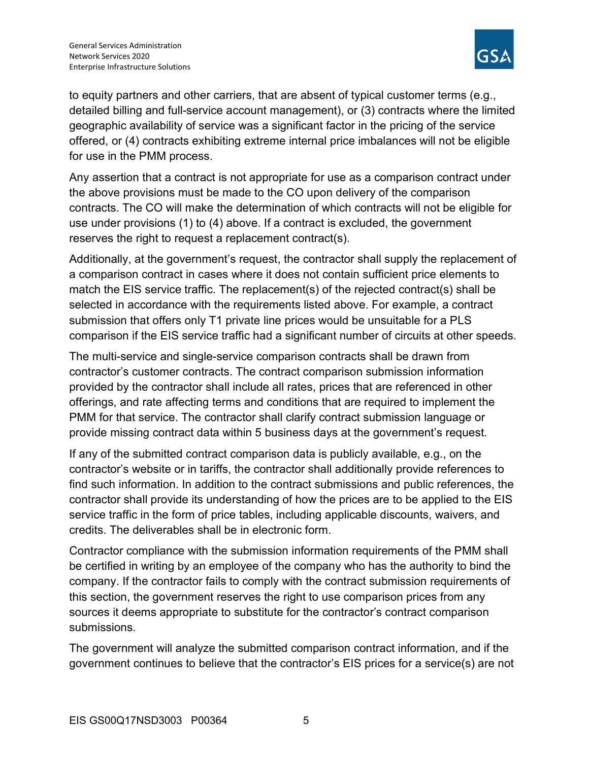to equity partners and other carriers, that are absent of typical customer terms (e.g., detailed billing and full-service account management), or (3) contracts where the limited geographic availability of service was a significant factor in the pricing of the service offered, or (4) contracts exhibiting extreme internal price imbalances will not be eligible for use in the PMM process.

Any assertion that a contract is not appropriate for use as a comparison contract under the above provisions must be made to the CO upon delivery of the comparison contracts. The CO will make the determination of which contracts will not be eligible for use under provisions (1) to (4) above. If a contract is excluded, the government reserves the right to request a replacement contract(s).

Additionally, at the government's request, the contractor shall supply the replacement of a comparison contract in cases where it does not contain sufficient price elements to match the EIS service traffic. The replacement(s) of the rejected contract(s) shall be selected in accordance with the requirements listed above. For example, a contract submission that offers only T1 private line prices would be unsuitable for a PLS comparison if the EIS service traffic had a significant number of circuits at other speeds.

The multi-service and single-service comparison contracts shall be drawn from contractor's customer contracts. The contract comparison submission information provided by the contractor shall include all rates, prices that are referenced in other offerings, and rate affecting terms and conditions that are required to implement the PMM for that service. The contractor shall clarify contract submission language or provide missing contract data within 5 business days at the government's request.

If any of the submitted contract comparison data is publicly available, e.g., on the contractor's website or in tariffs, the contractor shall additionally provide references to find such information. In addition to the contract submissions and public references, the contractor shall provide its understanding of how the prices are to be applied to the EIS service traffic in the form of price tables, including applicable discounts, waivers, and credits. The deliverables shall be in electronic form.

Contractor compliance with the submission information requirements of the PMM shall be certified in writing by an employee of the company who has the authority to bind the company. If the contractor fails to comply with the contract submission requirements of this section, the government reserves the right to use comparison prices from any sources it deems appropriate to substitute for the contractor's contract comparison submissions.

The government will analyze the submitted comparison contract information, and if the government continues to believe that the contractor's EIS prices for a service(s) are not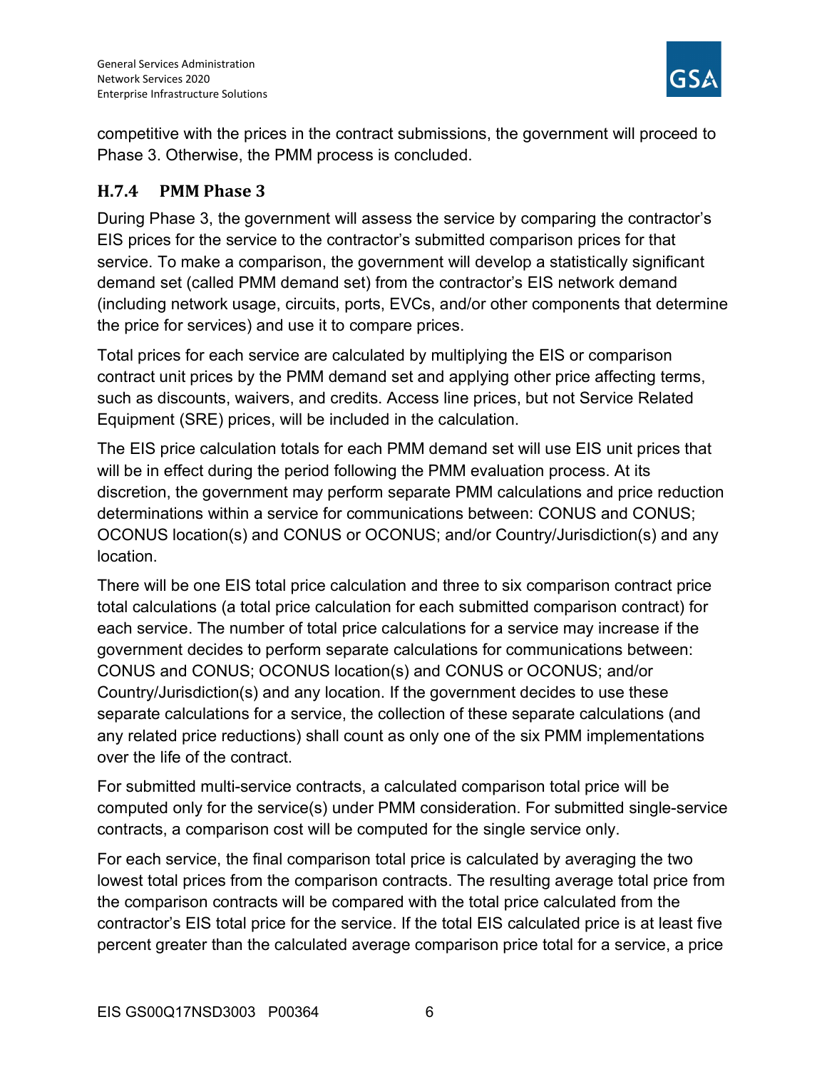competitive with the prices in the contract submissions, the government will proceed to Phase 3. Otherwise, the PMM process is concluded.

### H.7.4 PMM Phase 3

During Phase 3, the government will assess the service by comparing the contractor's EIS prices for the service to the contractor's submitted comparison prices for that service. To make a comparison, the government will develop a statistically significant demand set (called PMM demand set) from the contractor's EIS network demand (including network usage, circuits, ports, EVCs, and/or other components that determine the price for services) and use it to compare prices.

Total prices for each service are calculated by multiplying the EIS or comparison contract unit prices by the PMM demand set and applying other price affecting terms, such as discounts, waivers, and credits. Access line prices, but not Service Related Equipment (SRE) prices, will be included in the calculation.

The EIS price calculation totals for each PMM demand set will use EIS unit prices that will be in effect during the period following the PMM evaluation process. At its discretion, the government may perform separate PMM calculations and price reduction determinations within a service for communications between: CONUS and CONUS; OCONUS location(s) and CONUS or OCONUS; and/or Country/Jurisdiction(s) and any location.

There will be one EIS total price calculation and three to six comparison contract price total calculations (a total price calculation for each submitted comparison contract) for each service. The number of total price calculations for a service may increase if the government decides to perform separate calculations for communications between: CONUS and CONUS; OCONUS location(s) and CONUS or OCONUS; and/or Country/Jurisdiction(s) and any location. If the government decides to use these separate calculations for a service, the collection of these separate calculations (and any related price reductions) shall count as only one of the six PMM implementations over the life of the contract.

For submitted multi-service contracts, a calculated comparison total price will be computed only for the service(s) under PMM consideration. For submitted single-service contracts, a comparison cost will be computed for the single service only.

For each service, the final comparison total price is calculated by averaging the two lowest total prices from the comparison contracts. The resulting average total price from the comparison contracts will be compared with the total price calculated from the contractor's EIS total price for the service. If the total EIS calculated price is at least five percent greater than the calculated average comparison price total for a service, a price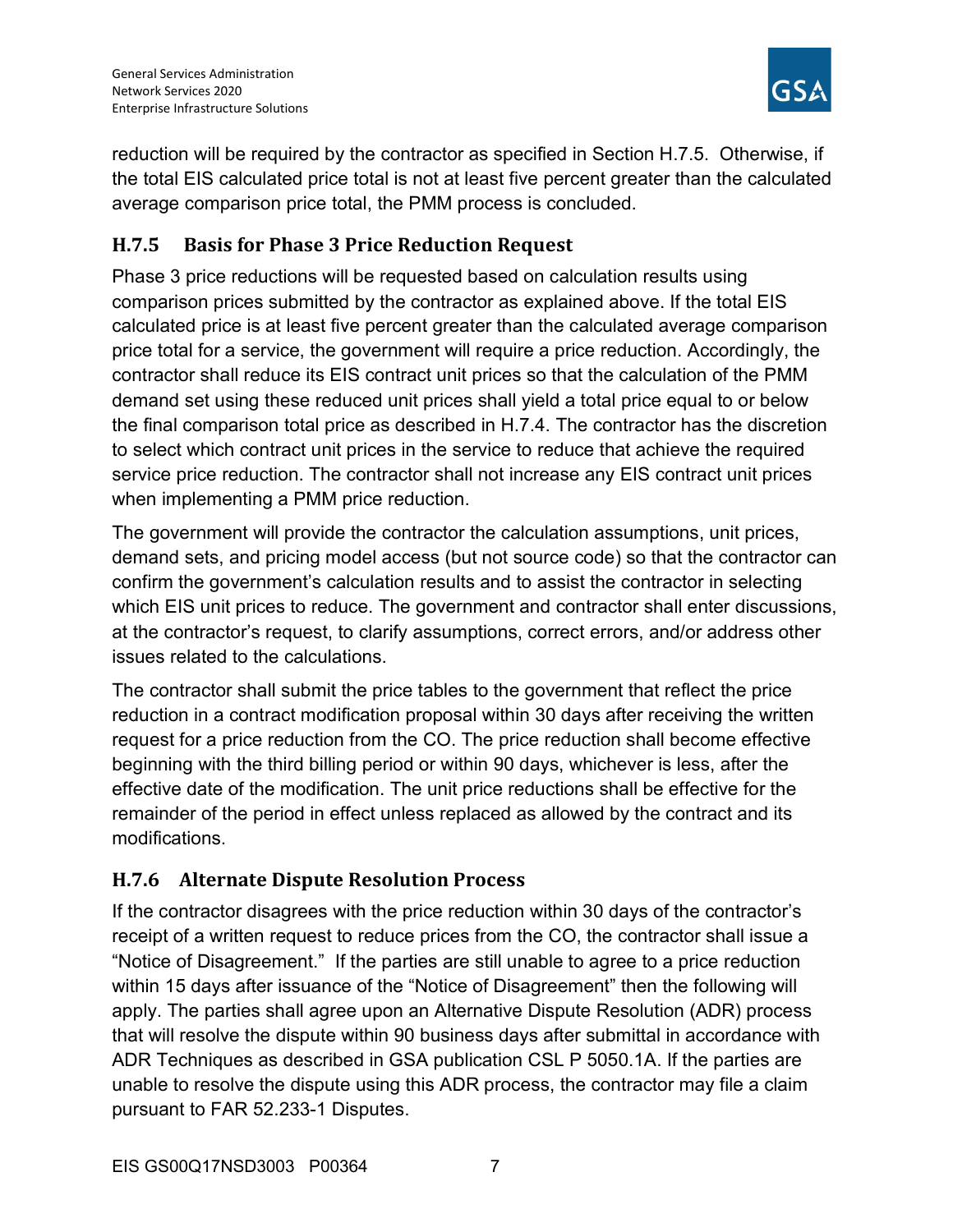reduction will be required by the contractor as specified in Section H.7.5. Otherwise, if the total EIS calculated price total is not at least five percent greater than the calculated average comparison price total, the PMM process is concluded.

### H.7.5 Basis for Phase 3 Price Reduction Request

Phase 3 price reductions will be requested based on calculation results using comparison prices submitted by the contractor as explained above. If the total EIS calculated price is at least five percent greater than the calculated average comparison price total for a service, the government will require a price reduction. Accordingly, the contractor shall reduce its EIS contract unit prices so that the calculation of the PMM demand set using these reduced unit prices shall yield a total price equal to or below the final comparison total price as described in H.7.4. The contractor has the discretion to select which contract unit prices in the service to reduce that achieve the required service price reduction. The contractor shall not increase any EIS contract unit prices when implementing a PMM price reduction.

The government will provide the contractor the calculation assumptions, unit prices, demand sets, and pricing model access (but not source code) so that the contractor can confirm the government's calculation results and to assist the contractor in selecting which EIS unit prices to reduce. The government and contractor shall enter discussions, at the contractor's request, to clarify assumptions, correct errors, and/or address other issues related to the calculations.

The contractor shall submit the price tables to the government that reflect the price reduction in a contract modification proposal within 30 days after receiving the written request for a price reduction from the CO. The price reduction shall become effective beginning with the third billing period or within 90 days, whichever is less, after the effective date of the modification. The unit price reductions shall be effective for the remainder of the period in effect unless replaced as allowed by the contract and its modifications.

### H.7.6 Alternate Dispute Resolution Process

If the contractor disagrees with the price reduction within 30 days of the contractor's receipt of a written request to reduce prices from the CO, the contractor shall issue a "Notice of Disagreement." If the parties are still unable to agree to a price reduction within 15 days after issuance of the "Notice of Disagreement" then the following will apply. The parties shall agree upon an Alternative Dispute Resolution (ADR) process that will resolve the dispute within 90 business days after submittal in accordance with ADR Techniques as described in GSA publication CSL P 5050.1A. If the parties are unable to resolve the dispute using this ADR process, the contractor may file a claim pursuant to FAR 52.233-1 Disputes.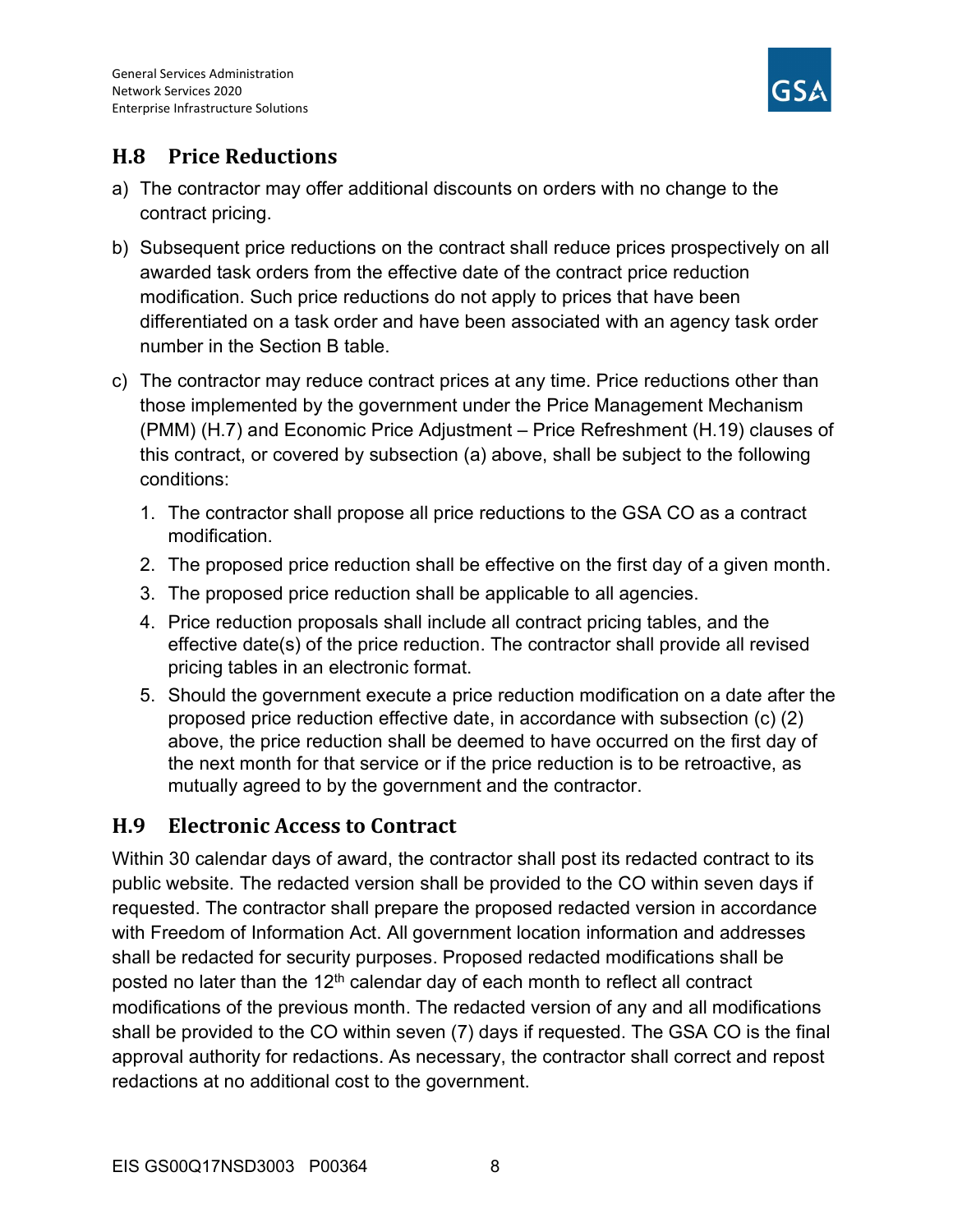## H.8 Price Reductions

a) The contractor may offer additional discounts on orders with no change to the contract pricing.

b) Subsequent price reductions on the contract shall reduce prices prospectively on all awarded task orders from the effective date of the contract price reduction modification. Such price reductions do not apply to prices that have been differentiated on a task order and have been associated with an agency task order number in the Section B table.

c) The contractor may reduce contract prices at any time. Price reductions other than those implemented by the government under the Price Management Mechanism (PMM) (H.7) and Economic Price Adjustment – Price Refreshment (H.19) clauses of this contract, or covered by subsection (a) above, shall be subject to the following conditions:

   1. The contractor shall propose all price reductions to the GSA CO as a contract modification.
   2. The proposed price reduction shall be effective on the first day of a given month.
   3. The proposed price reduction shall be applicable to all agencies.
   4. Price reduction proposals shall include all contract pricing tables, and the effective date(s) of the price reduction. The contractor shall provide all revised pricing tables in an electronic format.
   5. Should the government execute a price reduction modification on a date after the proposed price reduction effective date, in accordance with subsection (c) (2) above, the price reduction shall be deemed to have occurred on the first day of the next month for that service or if the price reduction is to be retroactive, as mutually agreed to by the government and the contractor.

## H.9 Electronic Access to Contract

Within 30 calendar days of award, the contractor shall post its redacted contract to its public website. The redacted version shall be provided to the CO within seven days if requested. The contractor shall prepare the proposed redacted version in accordance with Freedom of Information Act. All government location information and addresses shall be redacted for security purposes. Proposed redacted modifications shall be posted no later than the 12th calendar day of each month to reflect all contract modifications of the previous month. The redacted version of any and all modifications shall be provided to the CO within seven (7) days if requested. The GSA CO is the final approval authority for redactions. As necessary, the contractor shall correct and repost redactions at no additional cost to the government.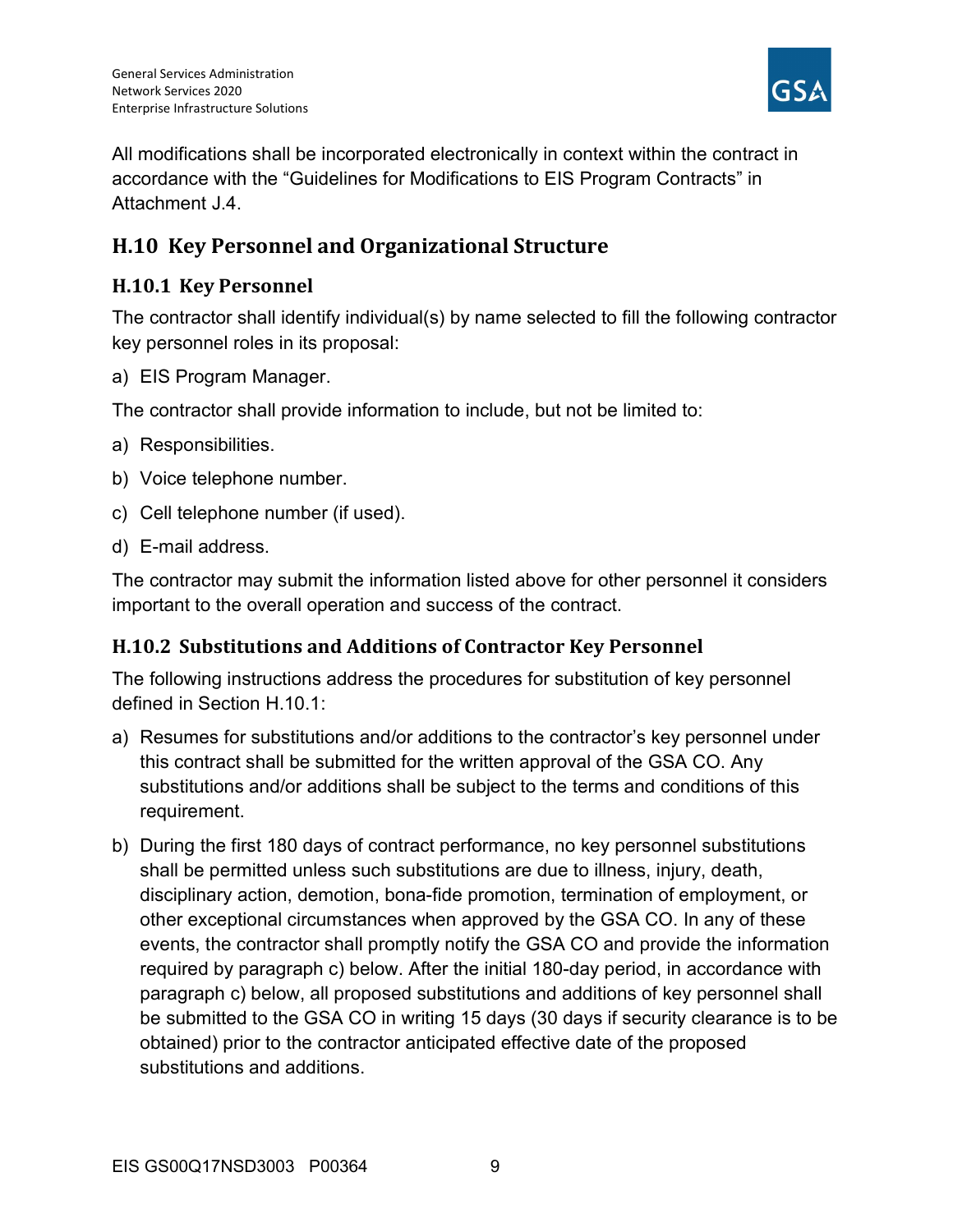All modifications shall be incorporated electronically in context within the contract in accordance with the “Guidelines for Modifications to EIS Program Contracts” in Attachment J.4.

## H.10 Key Personnel and Organizational Structure

### H.10.1 Key Personnel

The contractor shall identify individual(s) by name selected to fill the following contractor key personnel roles in its proposal:

a) EIS Program Manager.

The contractor shall provide information to include, but not be limited to:

a) Responsibilities.
b) Voice telephone number.
c) Cell telephone number (if used).
d) E-mail address.

The contractor may submit the information listed above for other personnel it considers important to the overall operation and success of the contract.

### H.10.2 Substitutions and Additions of Contractor Key Personnel

The following instructions address the procedures for substitution of key personnel defined in Section H.10.1:

a) Resumes for substitutions and/or additions to the contractor’s key personnel under this contract shall be submitted for the written approval of the GSA CO. Any substitutions and/or additions shall be subject to the terms and conditions of this requirement.
b) During the first 180 days of contract performance, no key personnel substitutions shall be permitted unless such substitutions are due to illness, injury, death, disciplinary action, demotion, bona-fide promotion, termination of employment, or other exceptional circumstances when approved by the GSA CO. In any of these events, the contractor shall promptly notify the GSA CO and provide the information required by paragraph c) below. After the initial 180-day period, in accordance with paragraph c) below, all proposed substitutions and additions of key personnel shall be submitted to the GSA CO in writing 15 days (30 days if security clearance is to be obtained) prior to the contractor anticipated effective date of the proposed substitutions and additions.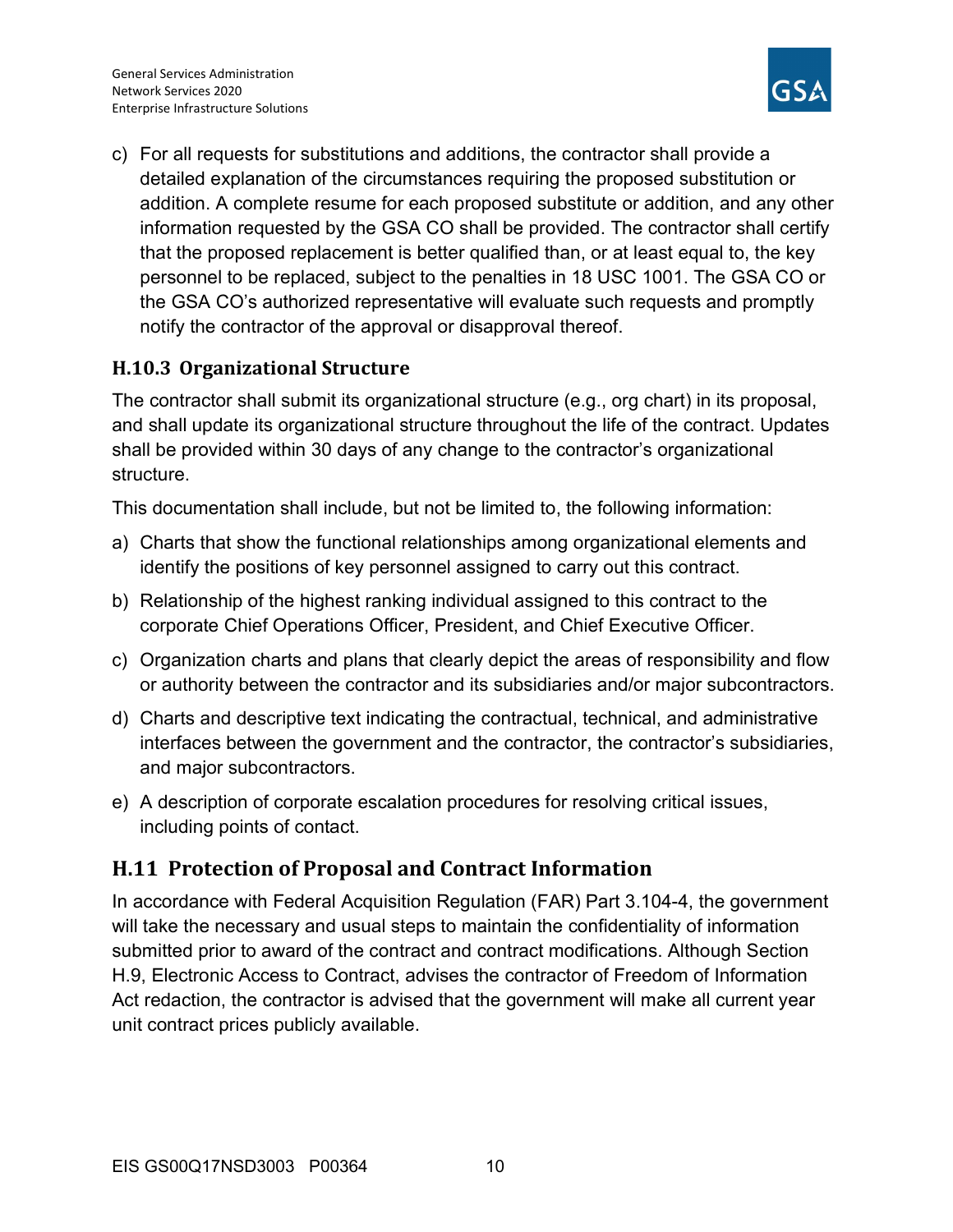c) For all requests for substitutions and additions, the contractor shall provide a detailed explanation of the circumstances requiring the proposed substitution or addition. A complete resume for each proposed substitute or addition, and any other information requested by the GSA CO shall be provided. The contractor shall certify that the proposed replacement is better qualified than, or at least equal to, the key personnel to be replaced, subject to the penalties in 18 USC 1001. The GSA CO or the GSA CO's authorized representative will evaluate such requests and promptly notify the contractor of the approval or disapproval thereof.

### H.10.3 Organizational Structure

The contractor shall submit its organizational structure (e.g., org chart) in its proposal, and shall update its organizational structure throughout the life of the contract. Updates shall be provided within 30 days of any change to the contractor's organizational structure.

This documentation shall include, but not be limited to, the following information:

a) Charts that show the functional relationships among organizational elements and identify the positions of key personnel assigned to carry out this contract.

b) Relationship of the highest ranking individual assigned to this contract to the corporate Chief Operations Officer, President, and Chief Executive Officer.

c) Organization charts and plans that clearly depict the areas of responsibility and flow or authority between the contractor and its subsidiaries and/or major subcontractors.

d) Charts and descriptive text indicating the contractual, technical, and administrative interfaces between the government and the contractor, the contractor's subsidiaries, and major subcontractors.

e) A description of corporate escalation procedures for resolving critical issues, including points of contact.

## H.11 Protection of Proposal and Contract Information

In accordance with Federal Acquisition Regulation (FAR) Part 3.104-4, the government will take the necessary and usual steps to maintain the confidentiality of information submitted prior to award of the contract and contract modifications. Although Section H.9, Electronic Access to Contract, advises the contractor of Freedom of Information Act redaction, the contractor is advised that the government will make all current year unit contract prices publicly available.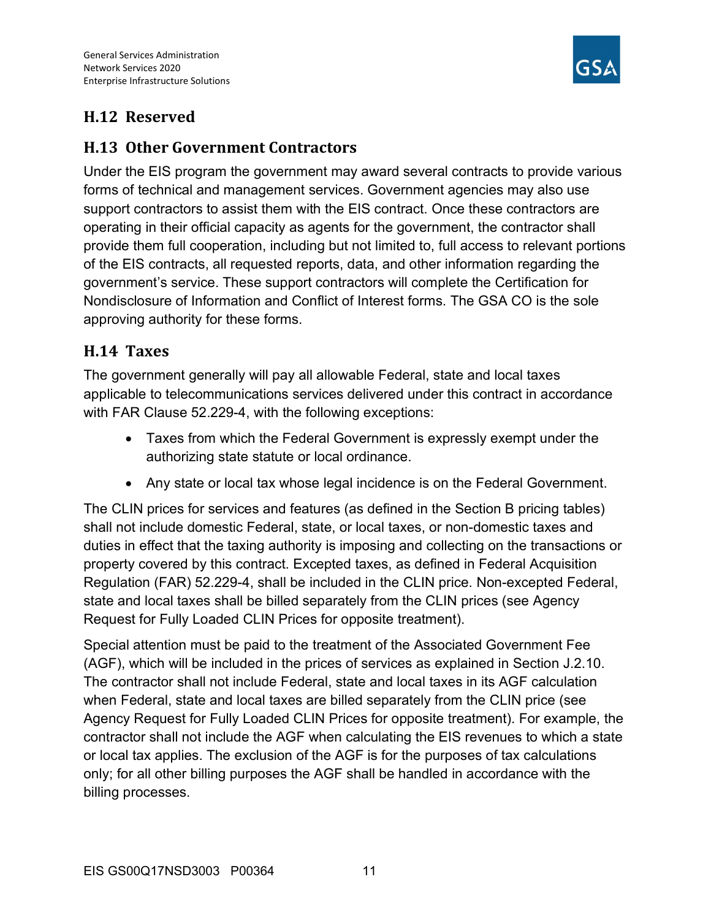## H.12 Reserved

## H.13 Other Government Contractors

Under the EIS program the government may award several contracts to provide various forms of technical and management services. Government agencies may also use support contractors to assist them with the EIS contract. Once these contractors are operating in their official capacity as agents for the government, the contractor shall provide them full cooperation, including but not limited to, full access to relevant portions of the EIS contracts, all requested reports, data, and other information regarding the government's service. These support contractors will complete the Certification for Nondisclosure of Information and Conflict of Interest forms. The GSA CO is the sole approving authority for these forms.

## H.14 Taxes

The government generally will pay all allowable Federal, state and local taxes applicable to telecommunications services delivered under this contract in accordance with FAR Clause 52.229-4, with the following exceptions:

- Taxes from which the Federal Government is expressly exempt under the authorizing state statute or local ordinance.
- Any state or local tax whose legal incidence is on the Federal Government.

The CLIN prices for services and features (as defined in the Section B pricing tables) shall not include domestic Federal, state, or local taxes, or non-domestic taxes and duties in effect that the taxing authority is imposing and collecting on the transactions or property covered by this contract. Excepted taxes, as defined in Federal Acquisition Regulation (FAR) 52.229-4, shall be included in the CLIN price. Non-excepted Federal, state and local taxes shall be billed separately from the CLIN prices (see Agency Request for Fully Loaded CLIN Prices for opposite treatment).

Special attention must be paid to the treatment of the Associated Government Fee (AGF), which will be included in the prices of services as explained in Section J.2.10. The contractor shall not include Federal, state and local taxes in its AGF calculation when Federal, state and local taxes are billed separately from the CLIN price (see Agency Request for Fully Loaded CLIN Prices for opposite treatment). For example, the contractor shall not include the AGF when calculating the EIS revenues to which a state or local tax applies. The exclusion of the AGF is for the purposes of tax calculations only; for all other billing purposes the AGF shall be handled in accordance with the billing processes.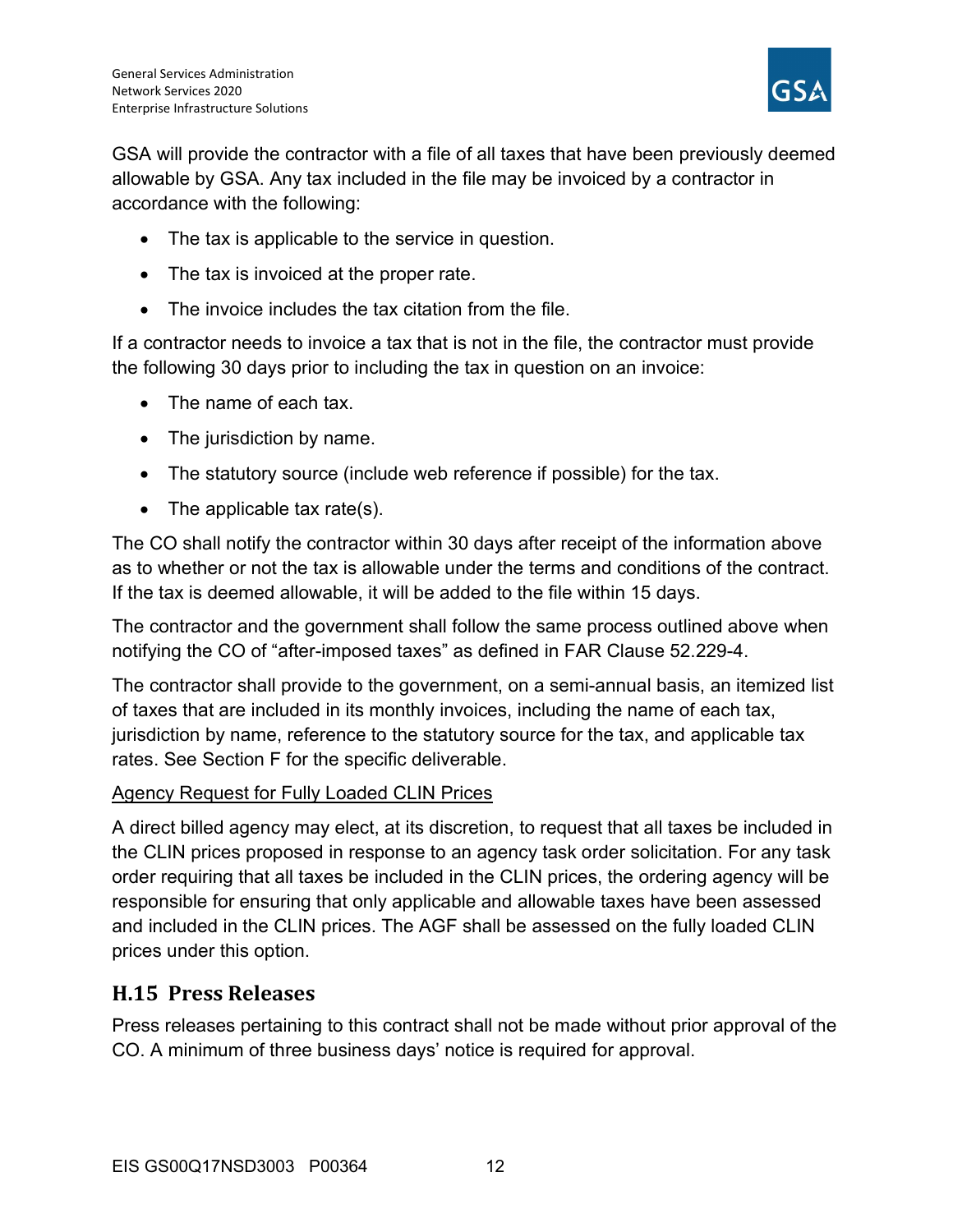GSA will provide the contractor with a file of all taxes that have been previously deemed allowable by GSA. Any tax included in the file may be invoiced by a contractor in accordance with the following:

- The tax is applicable to the service in question.
- The tax is invoiced at the proper rate.
- The invoice includes the tax citation from the file.

If a contractor needs to invoice a tax that is not in the file, the contractor must provide the following 30 days prior to including the tax in question on an invoice:

- The name of each tax.
- The jurisdiction by name.
- The statutory source (include web reference if possible) for the tax.
- The applicable tax rate(s).

The CO shall notify the contractor within 30 days after receipt of the information above as to whether or not the tax is allowable under the terms and conditions of the contract. If the tax is deemed allowable, it will be added to the file within 15 days.

The contractor and the government shall follow the same process outlined above when notifying the CO of “after-imposed taxes” as defined in FAR Clause 52.229-4.

The contractor shall provide to the government, on a semi-annual basis, an itemized list of taxes that are included in its monthly invoices, including the name of each tax, jurisdiction by name, reference to the statutory source for the tax, and applicable tax rates. See Section F for the specific deliverable.

<u>Agency Request for Fully Loaded CLIN Prices</u>

A direct billed agency may elect, at its discretion, to request that all taxes be included in the CLIN prices proposed in response to an agency task order solicitation. For any task order requiring that all taxes be included in the CLIN prices, the ordering agency will be responsible for ensuring that only applicable and allowable taxes have been assessed and included in the CLIN prices. The AGF shall be assessed on the fully loaded CLIN prices under this option.

## H.15 Press Releases

Press releases pertaining to this contract shall not be made without prior approval of the CO. A minimum of three business days’ notice is required for approval.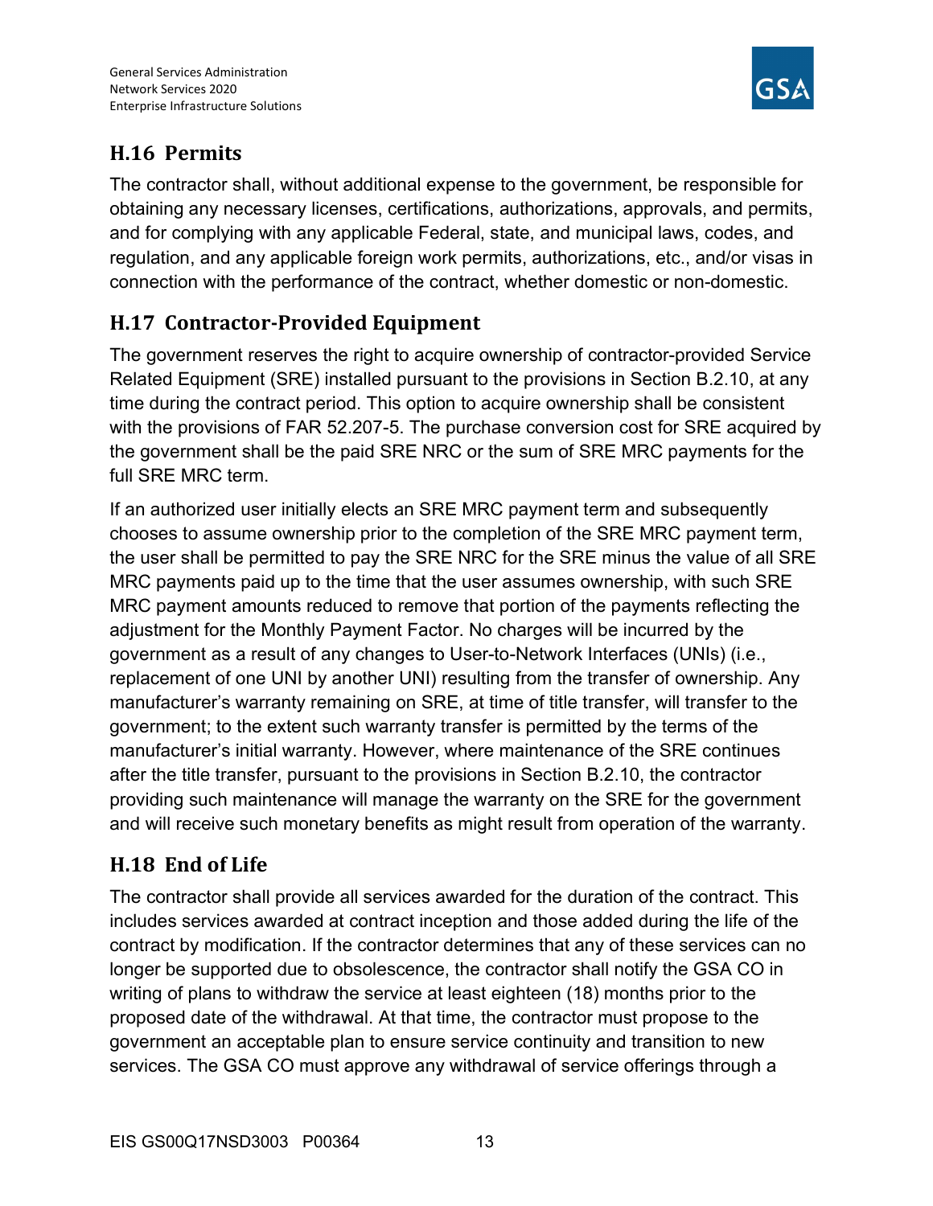## H.16 Permits

The contractor shall, without additional expense to the government, be responsible for obtaining any necessary licenses, certifications, authorizations, approvals, and permits, and for complying with any applicable Federal, state, and municipal laws, codes, and regulation, and any applicable foreign work permits, authorizations, etc., and/or visas in connection with the performance of the contract, whether domestic or non-domestic.

## H.17 Contractor-Provided Equipment

The government reserves the right to acquire ownership of contractor-provided Service Related Equipment (SRE) installed pursuant to the provisions in Section B.2.10, at any time during the contract period. This option to acquire ownership shall be consistent with the provisions of FAR 52.207-5. The purchase conversion cost for SRE acquired by the government shall be the paid SRE NRC or the sum of SRE MRC payments for the full SRE MRC term.

If an authorized user initially elects an SRE MRC payment term and subsequently chooses to assume ownership prior to the completion of the SRE MRC payment term, the user shall be permitted to pay the SRE NRC for the SRE minus the value of all SRE MRC payments paid up to the time that the user assumes ownership, with such SRE MRC payment amounts reduced to remove that portion of the payments reflecting the adjustment for the Monthly Payment Factor. No charges will be incurred by the government as a result of any changes to User-to-Network Interfaces (UNIs) (i.e., replacement of one UNI by another UNI) resulting from the transfer of ownership. Any manufacturer's warranty remaining on SRE, at time of title transfer, will transfer to the government; to the extent such warranty transfer is permitted by the terms of the manufacturer's initial warranty. However, where maintenance of the SRE continues after the title transfer, pursuant to the provisions in Section B.2.10, the contractor providing such maintenance will manage the warranty on the SRE for the government and will receive such monetary benefits as might result from operation of the warranty.

## H.18 End of Life

The contractor shall provide all services awarded for the duration of the contract. This includes services awarded at contract inception and those added during the life of the contract by modification. If the contractor determines that any of these services can no longer be supported due to obsolescence, the contractor shall notify the GSA CO in writing of plans to withdraw the service at least eighteen (18) months prior to the proposed date of the withdrawal. At that time, the contractor must propose to the government an acceptable plan to ensure service continuity and transition to new services. The GSA CO must approve any withdrawal of service offerings through a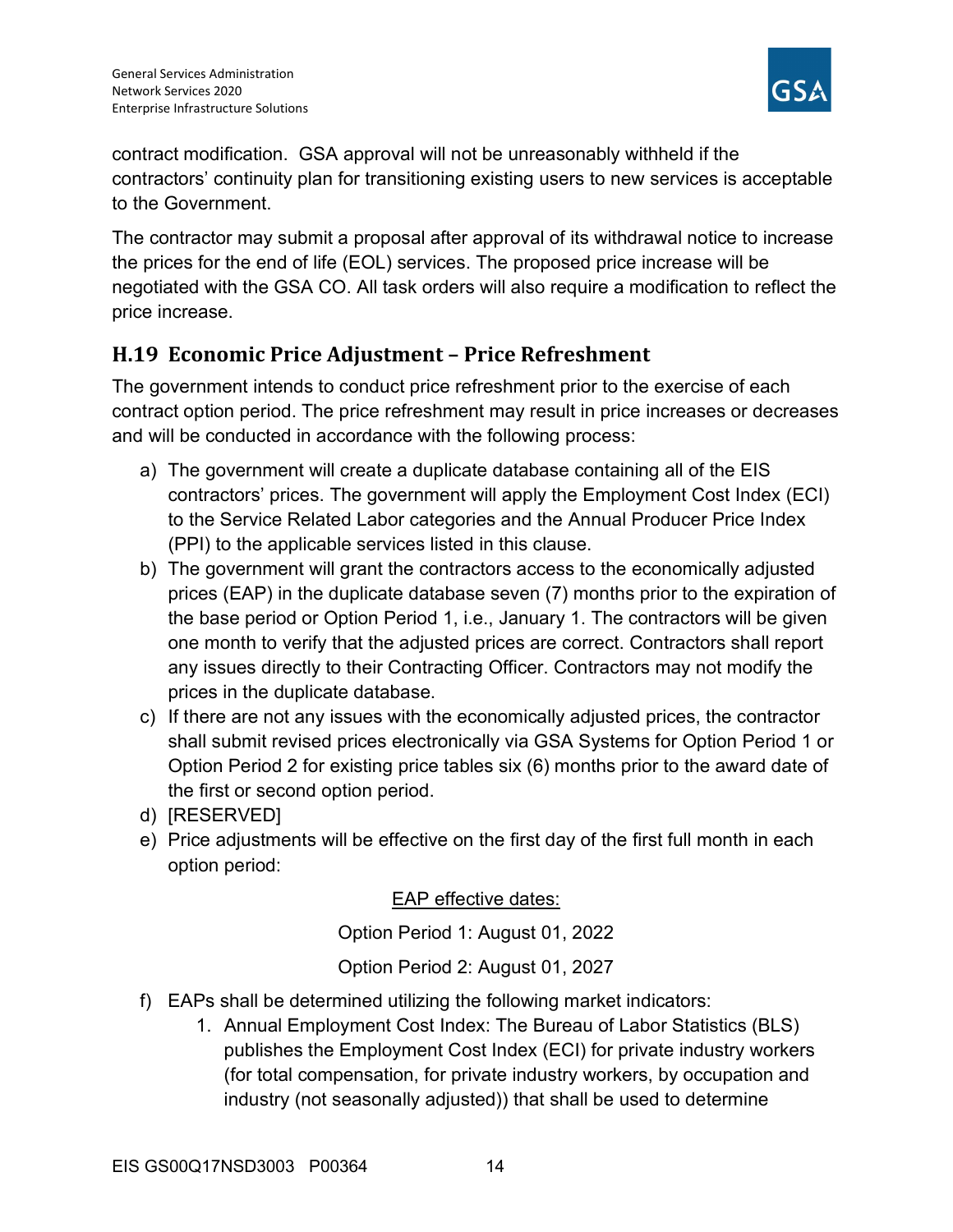contract modification. GSA approval will not be unreasonably withheld if the contractors' continuity plan for transitioning existing users to new services is acceptable to the Government.

The contractor may submit a proposal after approval of its withdrawal notice to increase the prices for the end of life (EOL) services. The proposed price increase will be negotiated with the GSA CO. All task orders will also require a modification to reflect the price increase.

## H.19 Economic Price Adjustment – Price Refreshment

The government intends to conduct price refreshment prior to the exercise of each contract option period. The price refreshment may result in price increases or decreases and will be conducted in accordance with the following process:

a) The government will create a duplicate database containing all of the EIS contractors' prices. The government will apply the Employment Cost Index (ECI) to the Service Related Labor categories and the Annual Producer Price Index (PPI) to the applicable services listed in this clause.
b) The government will grant the contractors access to the economically adjusted prices (EAP) in the duplicate database seven (7) months prior to the expiration of the base period or Option Period 1, i.e., January 1. The contractors will be given one month to verify that the adjusted prices are correct. Contractors shall report any issues directly to their Contracting Officer. Contractors may not modify the prices in the duplicate database.
c) If there are not any issues with the economically adjusted prices, the contractor shall submit revised prices electronically via GSA Systems for Option Period 1 or Option Period 2 for existing price tables six (6) months prior to the award date of the first or second option period.
d) [RESERVED]
e) Price adjustments will be effective on the first day of the first full month in each option period:

<u>EAP effective dates:</u>

Option Period 1: August 01, 2022

Option Period 2: August 01, 2027

f) EAPs shall be determined utilizing the following market indicators:
    1. Annual Employment Cost Index: The Bureau of Labor Statistics (BLS) publishes the Employment Cost Index (ECI) for private industry workers (for total compensation, for private industry workers, by occupation and industry (not seasonally adjusted)) that shall be used to determine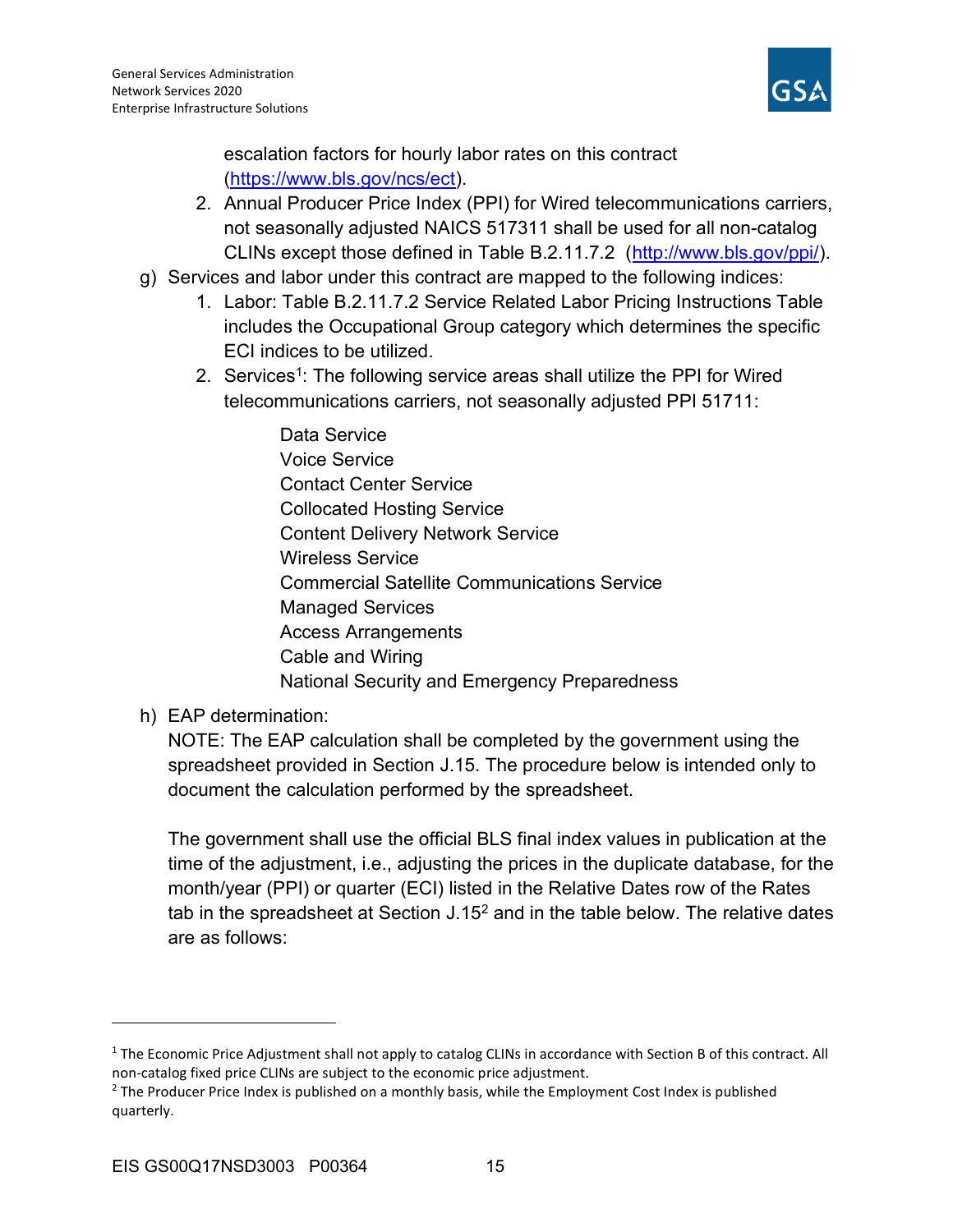escalation factors for hourly labor rates on this contract (https://www.bls.gov/ncs/ect).

2. Annual Producer Price Index (PPI) for Wired telecommunications carriers, not seasonally adjusted NAICS 517311 shall be used for all non-catalog CLINs except those defined in Table B.2.11.7.2 (http://www.bls.gov/ppi/).

g) Services and labor under this contract are mapped to the following indices:

1. Labor: Table B.2.11.7.2 Service Related Labor Pricing Instructions Table includes the Occupational Group category which determines the specific ECI indices to be utilized.
2. Services[1]: The following service areas shall utilize the PPI for Wired telecommunications carriers, not seasonally adjusted PPI 51711:

    Data Service
    Voice Service
    Contact Center Service
    Collocated Hosting Service
    Content Delivery Network Service
    Wireless Service
    Commercial Satellite Communications Service
    Managed Services
    Access Arrangements
    Cable and Wiring
    National Security and Emergency Preparedness

h) EAP determination:
NOTE: The EAP calculation shall be completed by the government using the spreadsheet provided in Section J.15. The procedure below is intended only to document the calculation performed by the spreadsheet.

The government shall use the official BLS final index values in publication at the time of the adjustment, i.e., adjusting the prices in the duplicate database, for the month/year (PPI) or quarter (ECI) listed in the Relative Dates row of the Rates tab in the spreadsheet at Section J.15[2] and in the table below. The relative dates are as follows:

---

[1] The Economic Price Adjustment shall not apply to catalog CLINs in accordance with Section B of this contract. All non-catalog fixed price CLINs are subject to the economic price adjustment.

[2] The Producer Price Index is published on a monthly basis, while the Employment Cost Index is published quarterly.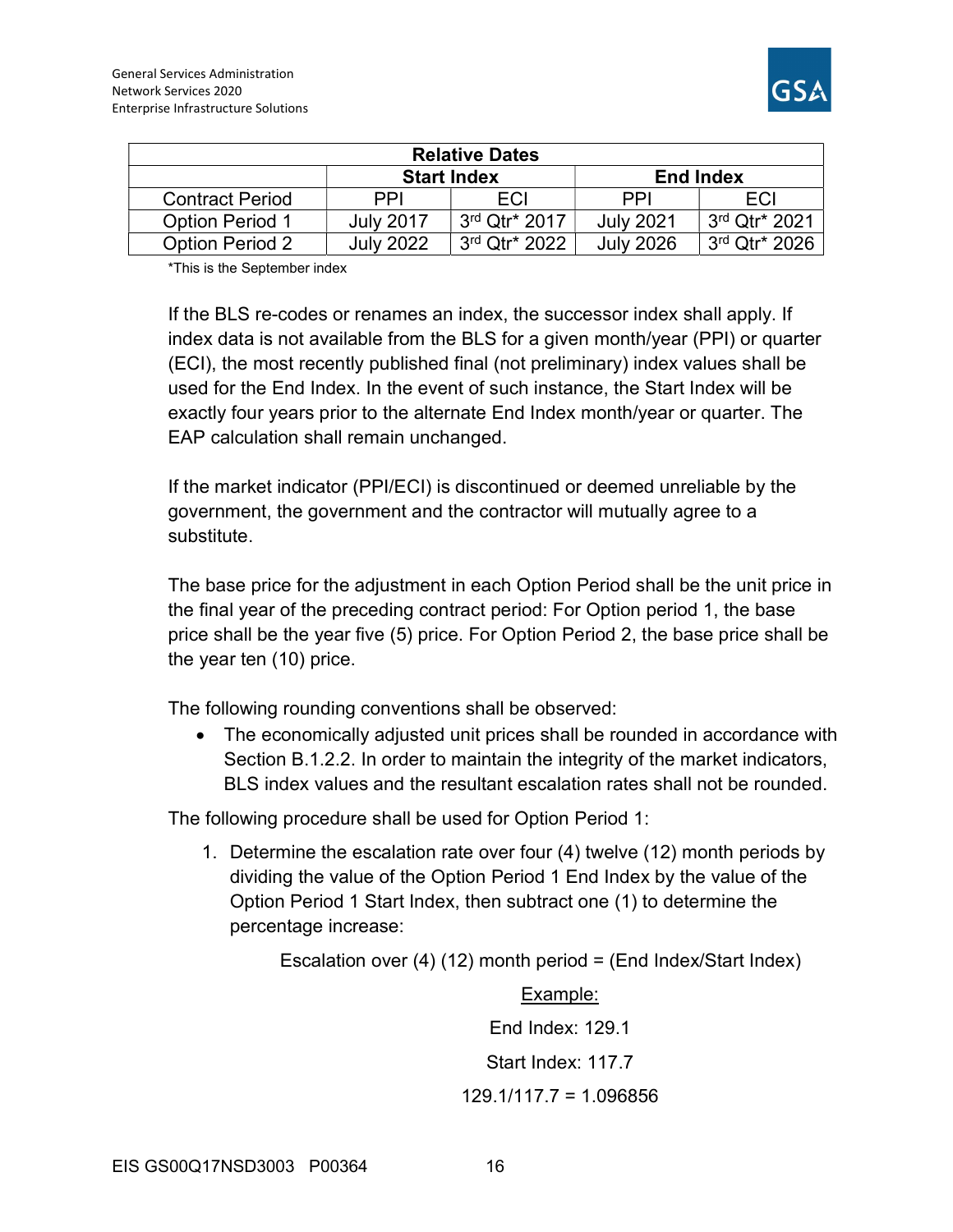| Relative Dates | | | | |
|---|---|---|---|---|
| | Start Index | | End Index | |
| Contract Period | PPI | ECI | PPI | ECI |
| Option Period 1 | July 2017 | 3rd Qtr* 2017 | July 2021 | 3rd Qtr* 2021 |
| Option Period 2 | July 2022 | 3rd Qtr* 2022 | July 2026 | 3rd Qtr* 2026 |

*This is the September index

If the BLS re-codes or renames an index, the successor index shall apply. If index data is not available from the BLS for a given month/year (PPI) or quarter (ECI), the most recently published final (not preliminary) index values shall be used for the End Index. In the event of such instance, the Start Index will be exactly four years prior to the alternate End Index month/year or quarter. The EAP calculation shall remain unchanged.

If the market indicator (PPI/ECI) is discontinued or deemed unreliable by the government, the government and the contractor will mutually agree to a substitute.

The base price for the adjustment in each Option Period shall be the unit price in the final year of the preceding contract period: For Option period 1, the base price shall be the year five (5) price. For Option Period 2, the base price shall be the year ten (10) price.

The following rounding conventions shall be observed:

- The economically adjusted unit prices shall be rounded in accordance with Section B.1.2.2. In order to maintain the integrity of the market indicators, BLS index values and the resultant escalation rates shall not be rounded.

The following procedure shall be used for Option Period 1:

1. Determine the escalation rate over four (4) twelve (12) month periods by dividing the value of the Option Period 1 End Index by the value of the Option Period 1 Start Index, then subtract one (1) to determine the percentage increase:

   Escalation over (4) (12) month period = (End Index/Start Index)

   Example:

   End Index: 129.1

   Start Index: 117.7

   129.1/117.7 = 1.096856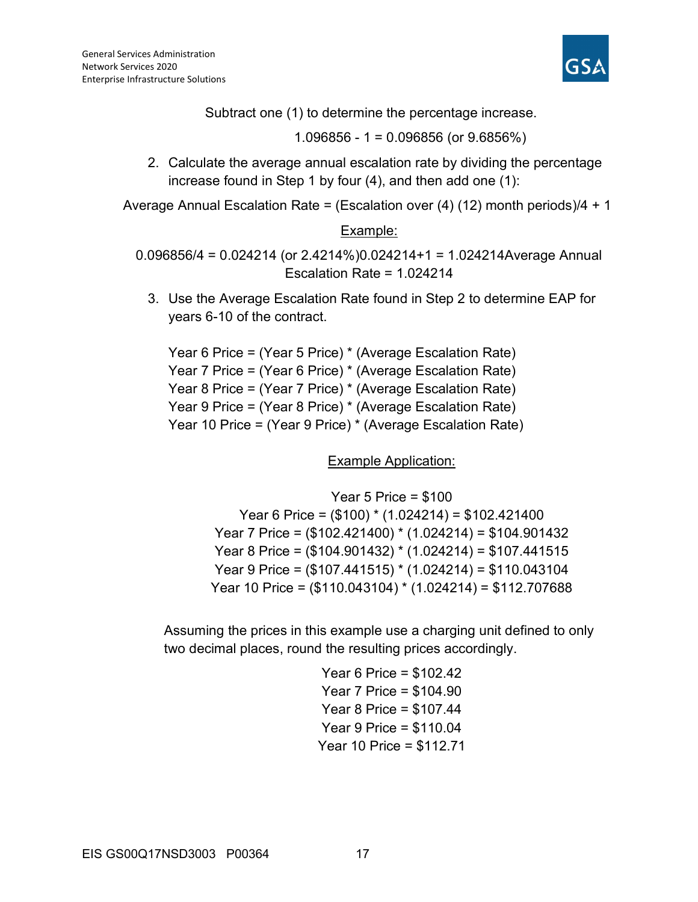Subtract one (1) to determine the percentage increase.

1.096856 - 1 = 0.096856 (or 9.6856%)

2. Calculate the average annual escalation rate by dividing the percentage increase found in Step 1 by four (4), and then add one (1):

Average Annual Escalation Rate = (Escalation over (4) (12) month periods)/4 + 1

<u>Example:</u>

0.096856/4 = 0.024214 (or 2.4214%)0.024214+1 = 1.024214Average Annual Escalation Rate = 1.024214

3. Use the Average Escalation Rate found in Step 2 to determine EAP for years 6-10 of the contract.

Year 6 Price = (Year 5 Price) * (Average Escalation Rate)
Year 7 Price = (Year 6 Price) * (Average Escalation Rate)
Year 8 Price = (Year 7 Price) * (Average Escalation Rate)
Year 9 Price = (Year 8 Price) * (Average Escalation Rate)
Year 10 Price = (Year 9 Price) * (Average Escalation Rate)

<u>Example Application:</u>

Year 5 Price = $100
Year 6 Price = ($100) * (1.024214) = $102.421400
Year 7 Price = ($102.421400) * (1.024214) = $104.901432
Year 8 Price = ($104.901432) * (1.024214) = $107.441515
Year 9 Price = ($107.441515) * (1.024214) = $110.043104
Year 10 Price = ($110.043104) * (1.024214) = $112.707688

Assuming the prices in this example use a charging unit defined to only two decimal places, round the resulting prices accordingly.

Year 6 Price = $102.42
Year 7 Price = $104.90
Year 8 Price = $107.44
Year 9 Price = $110.04
Year 10 Price = $112.71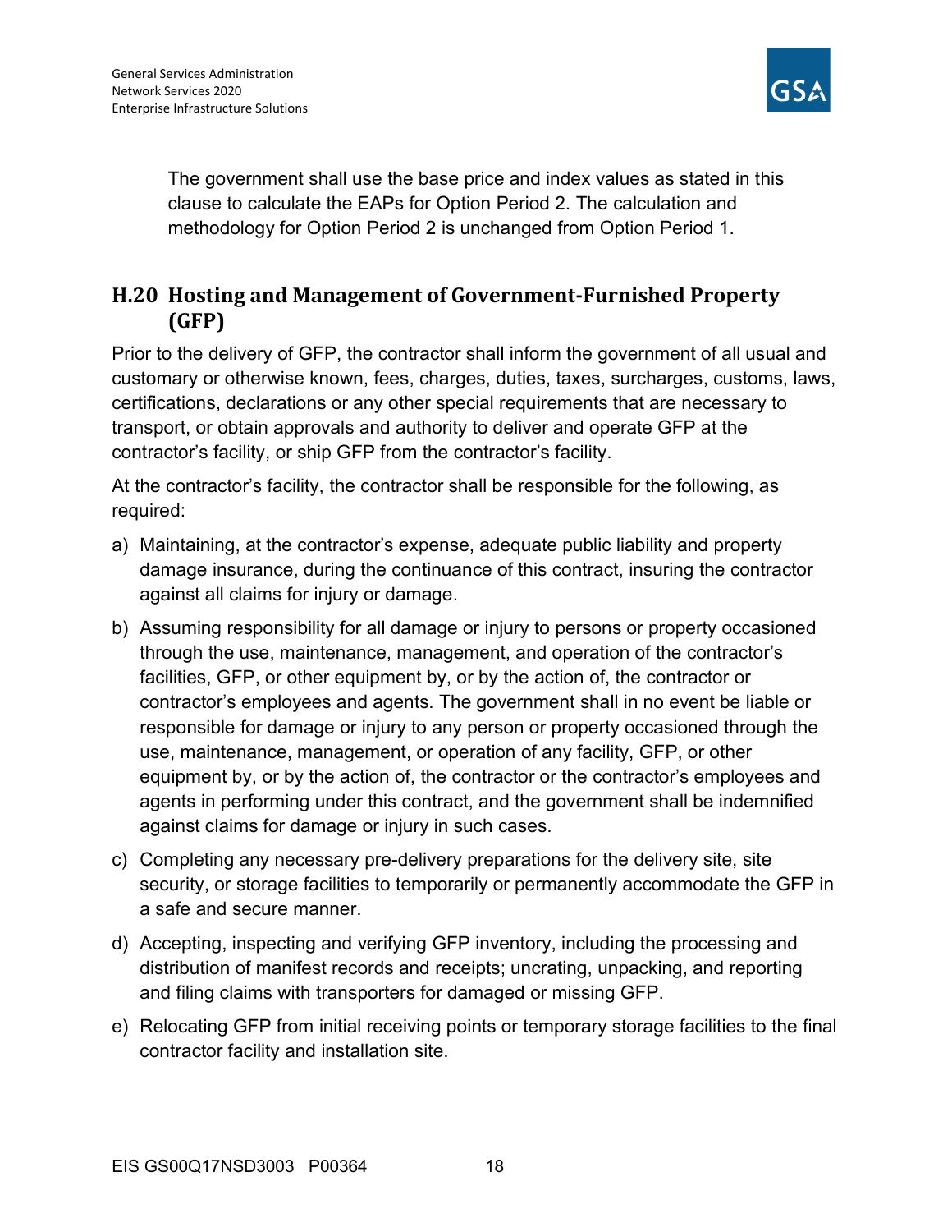The government shall use the base price and index values as stated in this clause to calculate the EAPs for Option Period 2. The calculation and methodology for Option Period 2 is unchanged from Option Period 1.

## H.20 Hosting and Management of Government-Furnished Property (GFP)

Prior to the delivery of GFP, the contractor shall inform the government of all usual and customary or otherwise known, fees, charges, duties, taxes, surcharges, customs, laws, certifications, declarations or any other special requirements that are necessary to transport, or obtain approvals and authority to deliver and operate GFP at the contractor's facility, or ship GFP from the contractor's facility.

At the contractor's facility, the contractor shall be responsible for the following, as required:

a) Maintaining, at the contractor's expense, adequate public liability and property damage insurance, during the continuance of this contract, insuring the contractor against all claims for injury or damage.

b) Assuming responsibility for all damage or injury to persons or property occasioned through the use, maintenance, management, and operation of the contractor's facilities, GFP, or other equipment by, or by the action of, the contractor or contractor's employees and agents. The government shall in no event be liable or responsible for damage or injury to any person or property occasioned through the use, maintenance, management, or operation of any facility, GFP, or other equipment by, or by the action of, the contractor or the contractor's employees and agents in performing under this contract, and the government shall be indemnified against claims for damage or injury in such cases.

c) Completing any necessary pre-delivery preparations for the delivery site, site security, or storage facilities to temporarily or permanently accommodate the GFP in a safe and secure manner.

d) Accepting, inspecting and verifying GFP inventory, including the processing and distribution of manifest records and receipts; uncrating, unpacking, and reporting and filing claims with transporters for damaged or missing GFP.

e) Relocating GFP from initial receiving points or temporary storage facilities to the final contractor facility and installation site.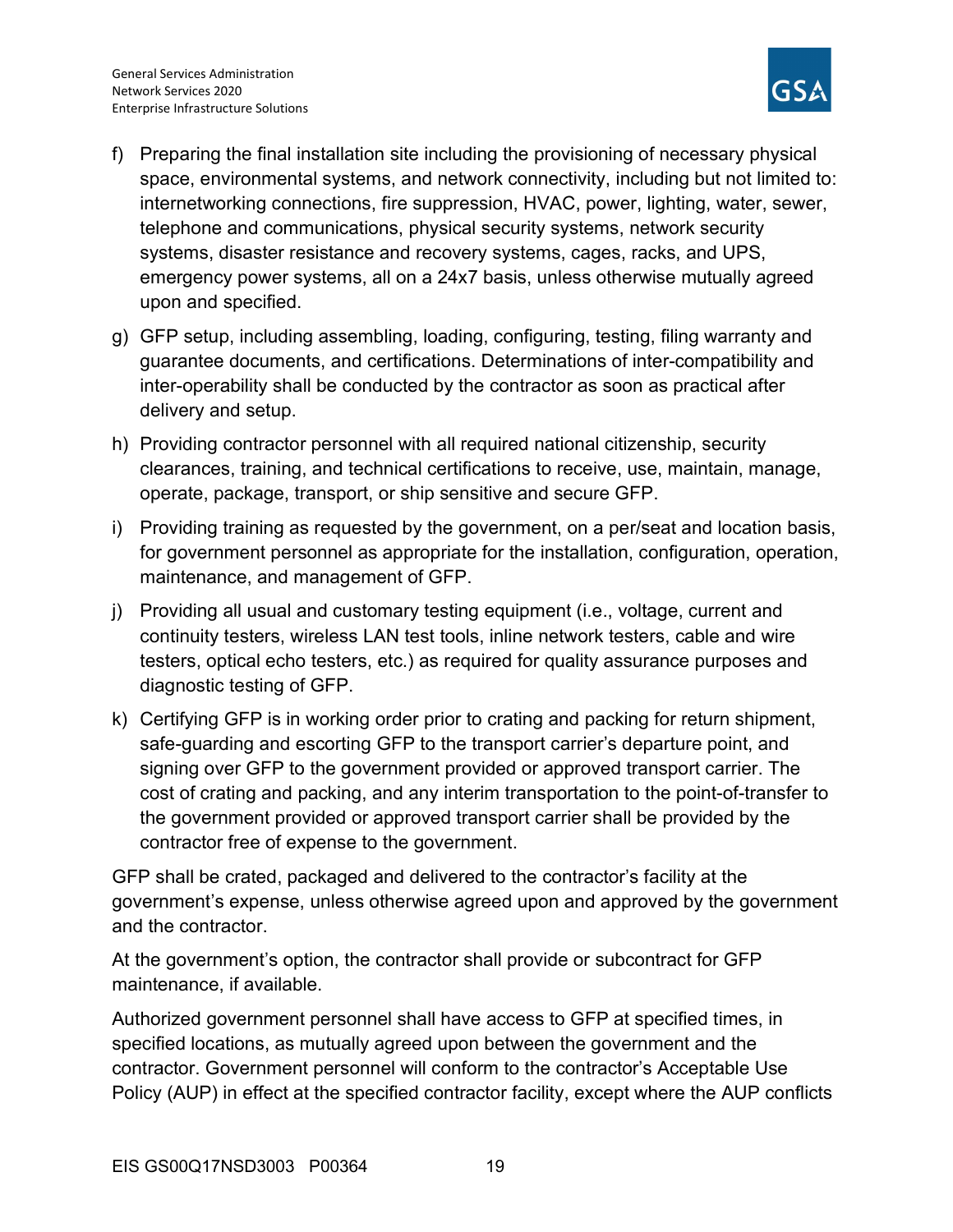f) Preparing the final installation site including the provisioning of necessary physical space, environmental systems, and network connectivity, including but not limited to: internetworking connections, fire suppression, HVAC, power, lighting, water, sewer, telephone and communications, physical security systems, network security systems, disaster resistance and recovery systems, cages, racks, and UPS, emergency power systems, all on a 24x7 basis, unless otherwise mutually agreed upon and specified.

g) GFP setup, including assembling, loading, configuring, testing, filing warranty and guarantee documents, and certifications. Determinations of inter-compatibility and inter-operability shall be conducted by the contractor as soon as practical after delivery and setup.

h) Providing contractor personnel with all required national citizenship, security clearances, training, and technical certifications to receive, use, maintain, manage, operate, package, transport, or ship sensitive and secure GFP.

i) Providing training as requested by the government, on a per/seat and location basis, for government personnel as appropriate for the installation, configuration, operation, maintenance, and management of GFP.

j) Providing all usual and customary testing equipment (i.e., voltage, current and continuity testers, wireless LAN test tools, inline network testers, cable and wire testers, optical echo testers, etc.) as required for quality assurance purposes and diagnostic testing of GFP.

k) Certifying GFP is in working order prior to crating and packing for return shipment, safe-guarding and escorting GFP to the transport carrier's departure point, and signing over GFP to the government provided or approved transport carrier. The cost of crating and packing, and any interim transportation to the point-of-transfer to the government provided or approved transport carrier shall be provided by the contractor free of expense to the government.

GFP shall be crated, packaged and delivered to the contractor's facility at the government's expense, unless otherwise agreed upon and approved by the government and the contractor.

At the government's option, the contractor shall provide or subcontract for GFP maintenance, if available.

Authorized government personnel shall have access to GFP at specified times, in specified locations, as mutually agreed upon between the government and the contractor. Government personnel will conform to the contractor's Acceptable Use Policy (AUP) in effect at the specified contractor facility, except where the AUP conflicts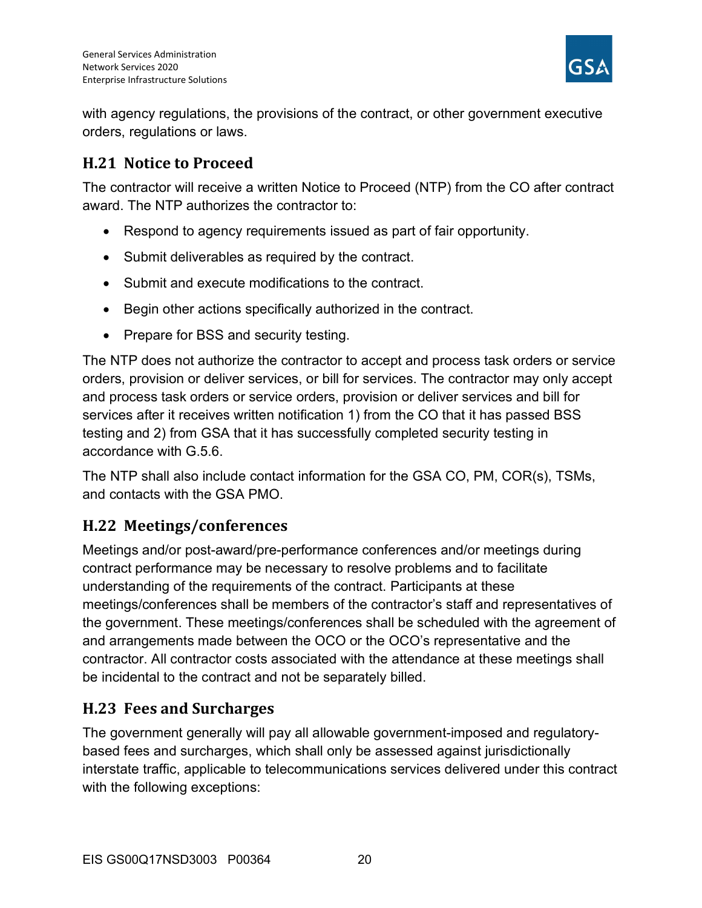with agency regulations, the provisions of the contract, or other government executive orders, regulations or laws.

## H.21 Notice to Proceed

The contractor will receive a written Notice to Proceed (NTP) from the CO after contract award. The NTP authorizes the contractor to:

- Respond to agency requirements issued as part of fair opportunity.
- Submit deliverables as required by the contract.
- Submit and execute modifications to the contract.
- Begin other actions specifically authorized in the contract.
- Prepare for BSS and security testing.

The NTP does not authorize the contractor to accept and process task orders or service orders, provision or deliver services, or bill for services. The contractor may only accept and process task orders or service orders, provision or deliver services and bill for services after it receives written notification 1) from the CO that it has passed BSS testing and 2) from GSA that it has successfully completed security testing in accordance with G.5.6.

The NTP shall also include contact information for the GSA CO, PM, COR(s), TSMs, and contacts with the GSA PMO.

## H.22 Meetings/conferences

Meetings and/or post-award/pre-performance conferences and/or meetings during contract performance may be necessary to resolve problems and to facilitate understanding of the requirements of the contract. Participants at these meetings/conferences shall be members of the contractor's staff and representatives of the government. These meetings/conferences shall be scheduled with the agreement of and arrangements made between the OCO or the OCO's representative and the contractor. All contractor costs associated with the attendance at these meetings shall be incidental to the contract and not be separately billed.

## H.23 Fees and Surcharges

The government generally will pay all allowable government-imposed and regulatory-based fees and surcharges, which shall only be assessed against jurisdictionally interstate traffic, applicable to telecommunications services delivered under this contract with the following exceptions: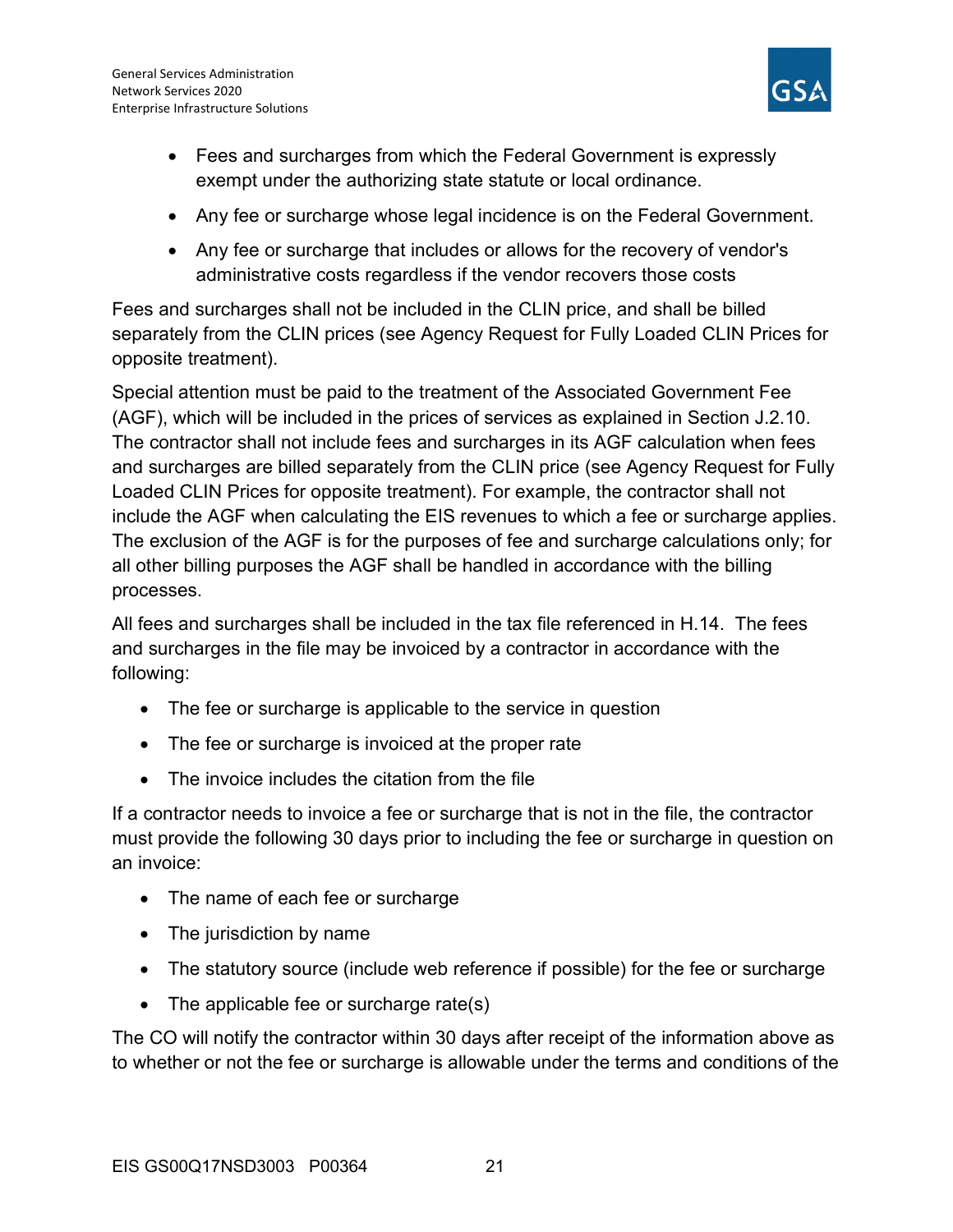- Fees and surcharges from which the Federal Government is expressly exempt under the authorizing state statute or local ordinance.
- Any fee or surcharge whose legal incidence is on the Federal Government.
- Any fee or surcharge that includes or allows for the recovery of vendor's administrative costs regardless if the vendor recovers those costs

Fees and surcharges shall not be included in the CLIN price, and shall be billed separately from the CLIN prices (see Agency Request for Fully Loaded CLIN Prices for opposite treatment).

Special attention must be paid to the treatment of the Associated Government Fee (AGF), which will be included in the prices of services as explained in Section J.2.10. The contractor shall not include fees and surcharges in its AGF calculation when fees and surcharges are billed separately from the CLIN price (see Agency Request for Fully Loaded CLIN Prices for opposite treatment). For example, the contractor shall not include the AGF when calculating the EIS revenues to which a fee or surcharge applies. The exclusion of the AGF is for the purposes of fee and surcharge calculations only; for all other billing purposes the AGF shall be handled in accordance with the billing processes.

All fees and surcharges shall be included in the tax file referenced in H.14. The fees and surcharges in the file may be invoiced by a contractor in accordance with the following:

- The fee or surcharge is applicable to the service in question
- The fee or surcharge is invoiced at the proper rate
- The invoice includes the citation from the file

If a contractor needs to invoice a fee or surcharge that is not in the file, the contractor must provide the following 30 days prior to including the fee or surcharge in question on an invoice:

- The name of each fee or surcharge
- The jurisdiction by name
- The statutory source (include web reference if possible) for the fee or surcharge
- The applicable fee or surcharge rate(s)

The CO will notify the contractor within 30 days after receipt of the information above as to whether or not the fee or surcharge is allowable under the terms and conditions of the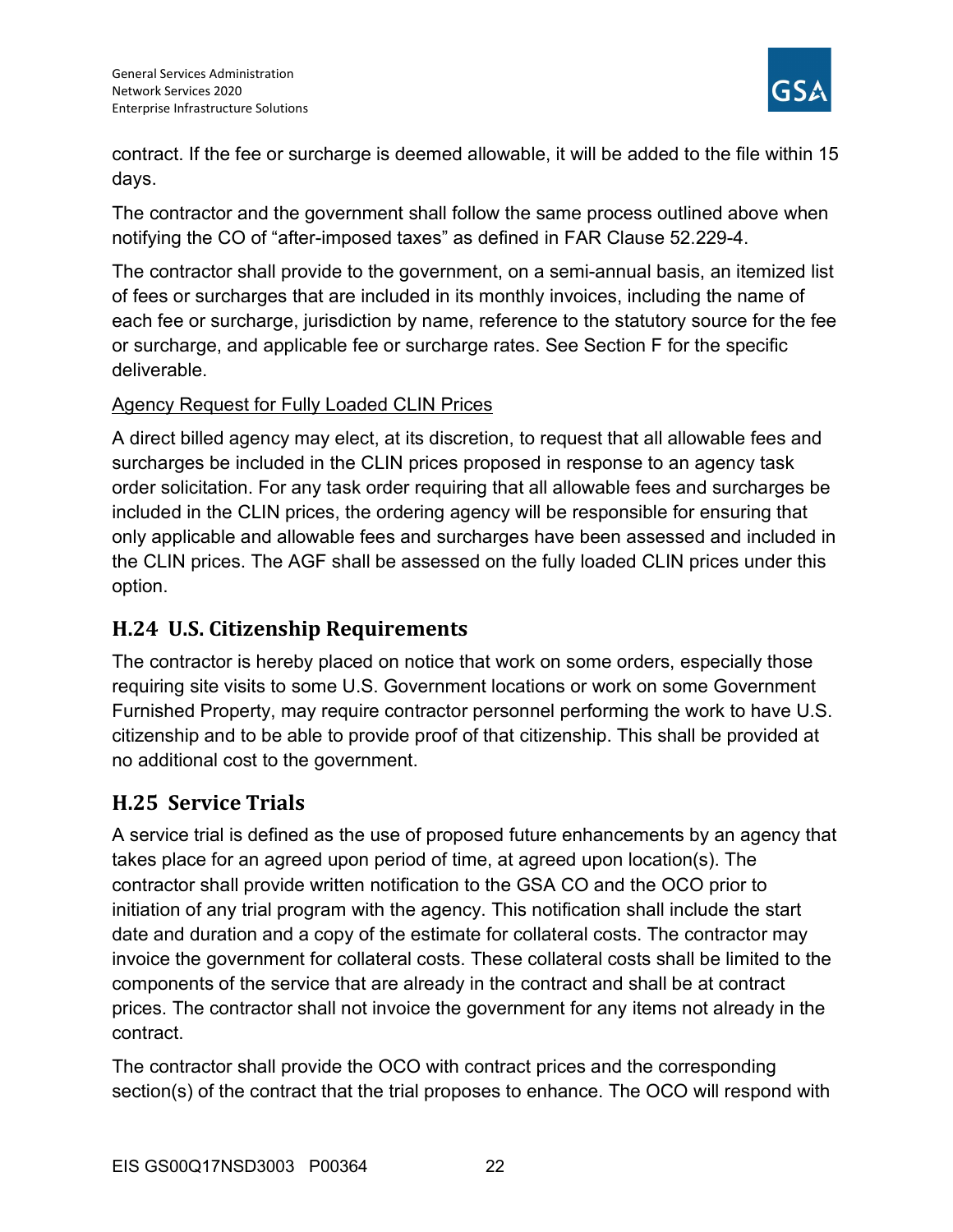contract. If the fee or surcharge is deemed allowable, it will be added to the file within 15 days.

The contractor and the government shall follow the same process outlined above when notifying the CO of "after-imposed taxes" as defined in FAR Clause 52.229-4.

The contractor shall provide to the government, on a semi-annual basis, an itemized list of fees or surcharges that are included in its monthly invoices, including the name of each fee or surcharge, jurisdiction by name, reference to the statutory source for the fee or surcharge, and applicable fee or surcharge rates. See Section F for the specific deliverable.

Agency Request for Fully Loaded CLIN Prices

A direct billed agency may elect, at its discretion, to request that all allowable fees and surcharges be included in the CLIN prices proposed in response to an agency task order solicitation. For any task order requiring that all allowable fees and surcharges be included in the CLIN prices, the ordering agency will be responsible for ensuring that only applicable and allowable fees and surcharges have been assessed and included in the CLIN prices. The AGF shall be assessed on the fully loaded CLIN prices under this option.

## H.24 U.S. Citizenship Requirements

The contractor is hereby placed on notice that work on some orders, especially those requiring site visits to some U.S. Government locations or work on some Government Furnished Property, may require contractor personnel performing the work to have U.S. citizenship and to be able to provide proof of that citizenship. This shall be provided at no additional cost to the government.

## H.25 Service Trials

A service trial is defined as the use of proposed future enhancements by an agency that takes place for an agreed upon period of time, at agreed upon location(s). The contractor shall provide written notification to the GSA CO and the OCO prior to initiation of any trial program with the agency. This notification shall include the start date and duration and a copy of the estimate for collateral costs. The contractor may invoice the government for collateral costs. These collateral costs shall be limited to the components of the service that are already in the contract and shall be at contract prices. The contractor shall not invoice the government for any items not already in the contract.

The contractor shall provide the OCO with contract prices and the corresponding section(s) of the contract that the trial proposes to enhance. The OCO will respond with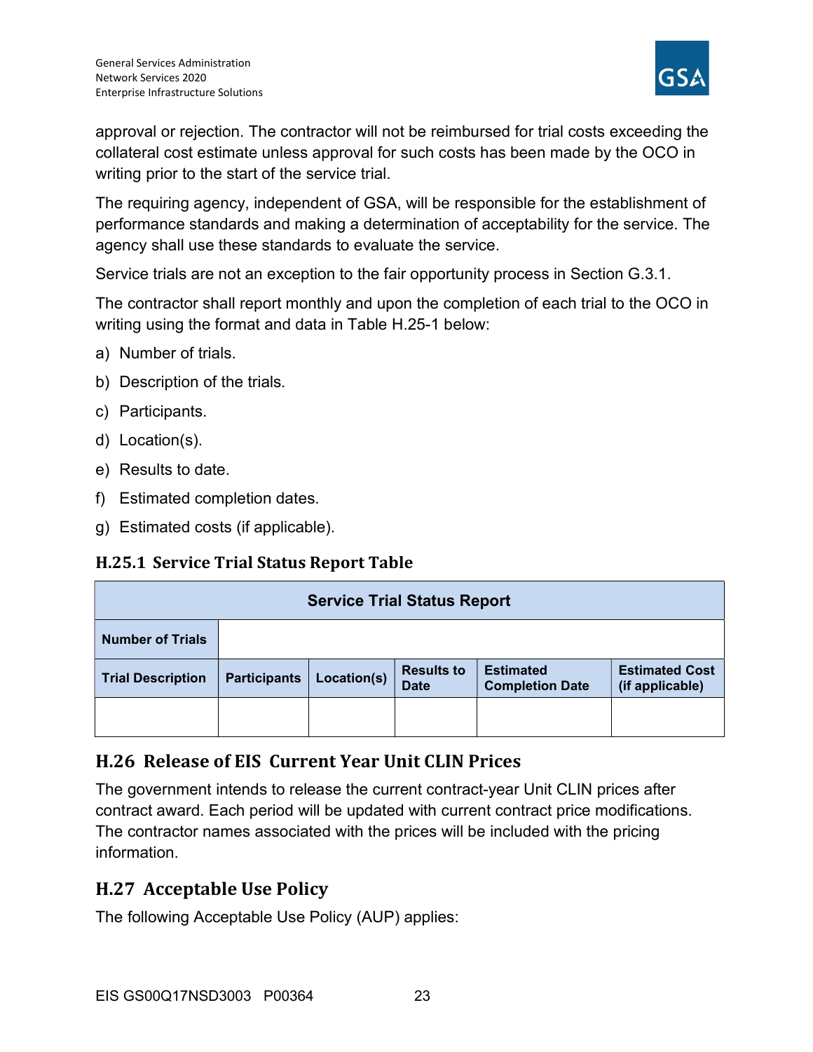approval or rejection. The contractor will not be reimbursed for trial costs exceeding the collateral cost estimate unless approval for such costs has been made by the OCO in writing prior to the start of the service trial.

The requiring agency, independent of GSA, will be responsible for the establishment of performance standards and making a determination of acceptability for the service. The agency shall use these standards to evaluate the service.

Service trials are not an exception to the fair opportunity process in Section G.3.1.

The contractor shall report monthly and upon the completion of each trial to the OCO in writing using the format and data in Table H.25-1 below:

a) Number of trials.
b) Description of the trials.
c) Participants.
d) Location(s).
e) Results to date.
f) Estimated completion dates.
g) Estimated costs (if applicable).

### H.25.1 Service Trial Status Report Table

| Service Trial Status Report | | | | | |
|---|---|---|---|---|---|
| **Number of Trials** | | | | | |
| **Trial Description** | **Participants** | **Location(s)** | **Results to Date** | **Estimated Completion Date** | **Estimated Cost (if applicable)** |
| | | | | | |

## H.26 Release of EIS Current Year Unit CLIN Prices

The government intends to release the current contract-year Unit CLIN prices after contract award. Each period will be updated with current contract price modifications. The contractor names associated with the prices will be included with the pricing information.

## H.27 Acceptable Use Policy

The following Acceptable Use Policy (AUP) applies: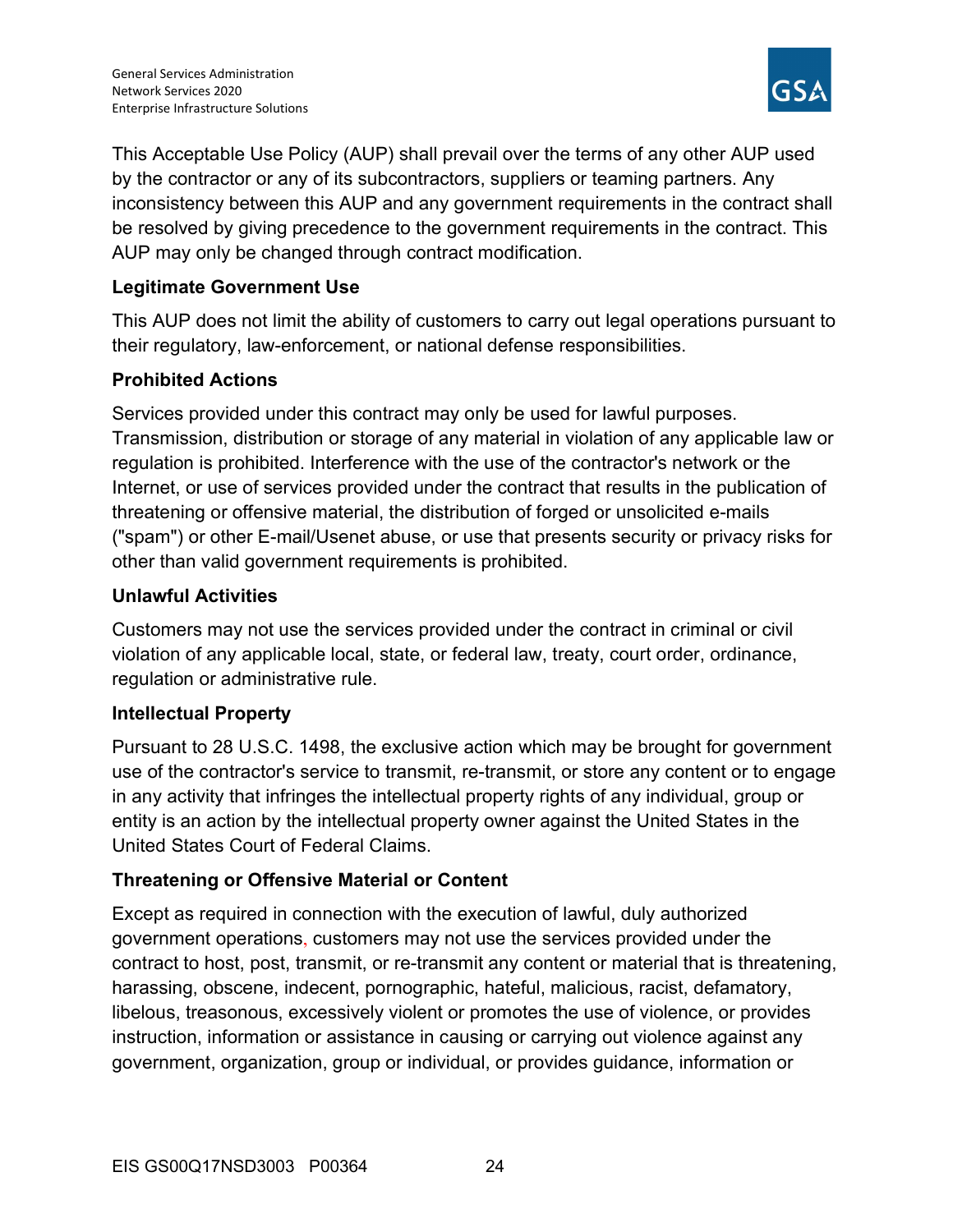This Acceptable Use Policy (AUP) shall prevail over the terms of any other AUP used by the contractor or any of its subcontractors, suppliers or teaming partners. Any inconsistency between this AUP and any government requirements in the contract shall be resolved by giving precedence to the government requirements in the contract. This AUP may only be changed through contract modification.

**Legitimate Government Use**

This AUP does not limit the ability of customers to carry out legal operations pursuant to their regulatory, law-enforcement, or national defense responsibilities.

**Prohibited Actions**

Services provided under this contract may only be used for lawful purposes. Transmission, distribution or storage of any material in violation of any applicable law or regulation is prohibited. Interference with the use of the contractor's network or the Internet, or use of services provided under the contract that results in the publication of threatening or offensive material, the distribution of forged or unsolicited e-mails ("spam") or other E-mail/Usenet abuse, or use that presents security or privacy risks for other than valid government requirements is prohibited.

**Unlawful Activities**

Customers may not use the services provided under the contract in criminal or civil violation of any applicable local, state, or federal law, treaty, court order, ordinance, regulation or administrative rule.

**Intellectual Property**

Pursuant to 28 U.S.C. 1498, the exclusive action which may be brought for government use of the contractor's service to transmit, re-transmit, or store any content or to engage in any activity that infringes the intellectual property rights of any individual, group or entity is an action by the intellectual property owner against the United States in the United States Court of Federal Claims.

**Threatening or Offensive Material or Content**

Except as required in connection with the execution of lawful, duly authorized government operations, customers may not use the services provided under the contract to host, post, transmit, or re-transmit any content or material that is threatening, harassing, obscene, indecent, pornographic, hateful, malicious, racist, defamatory, libelous, treasonous, excessively violent or promotes the use of violence, or provides instruction, information or assistance in causing or carrying out violence against any government, organization, group or individual, or provides guidance, information or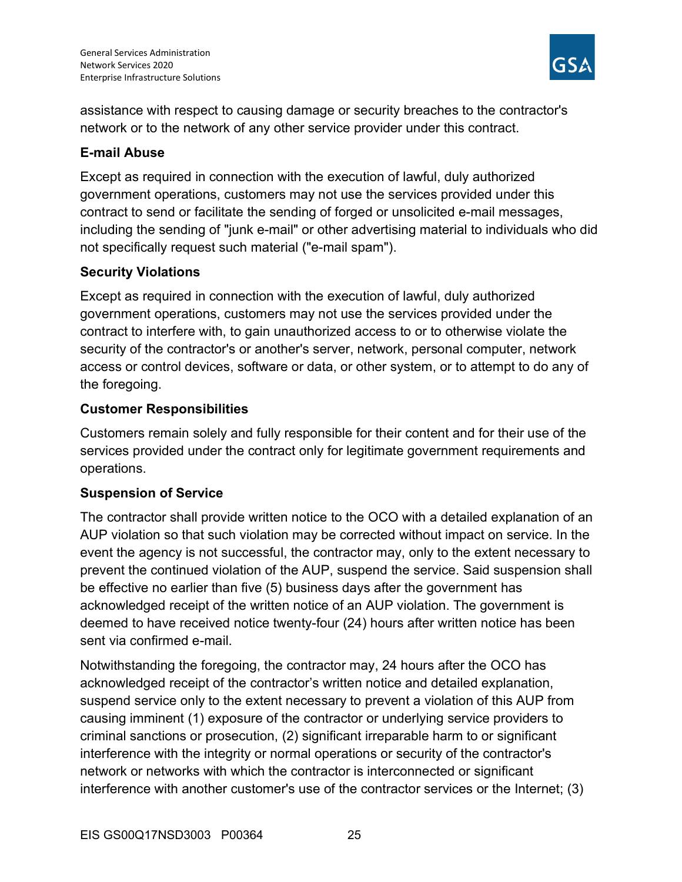assistance with respect to causing damage or security breaches to the contractor's network or to the network of any other service provider under this contract.

**E-mail Abuse**

Except as required in connection with the execution of lawful, duly authorized government operations, customers may not use the services provided under this contract to send or facilitate the sending of forged or unsolicited e-mail messages, including the sending of "junk e-mail" or other advertising material to individuals who did not specifically request such material ("e-mail spam").

**Security Violations**

Except as required in connection with the execution of lawful, duly authorized government operations, customers may not use the services provided under the contract to interfere with, to gain unauthorized access to or to otherwise violate the security of the contractor's or another's server, network, personal computer, network access or control devices, software or data, or other system, or to attempt to do any of the foregoing.

**Customer Responsibilities**

Customers remain solely and fully responsible for their content and for their use of the services provided under the contract only for legitimate government requirements and operations.

**Suspension of Service**

The contractor shall provide written notice to the OCO with a detailed explanation of an AUP violation so that such violation may be corrected without impact on service. In the event the agency is not successful, the contractor may, only to the extent necessary to prevent the continued violation of the AUP, suspend the service. Said suspension shall be effective no earlier than five (5) business days after the government has acknowledged receipt of the written notice of an AUP violation. The government is deemed to have received notice twenty-four (24) hours after written notice has been sent via confirmed e-mail.

Notwithstanding the foregoing, the contractor may, 24 hours after the OCO has acknowledged receipt of the contractor's written notice and detailed explanation, suspend service only to the extent necessary to prevent a violation of this AUP from causing imminent (1) exposure of the contractor or underlying service providers to criminal sanctions or prosecution, (2) significant irreparable harm to or significant interference with the integrity or normal operations or security of the contractor's network or networks with which the contractor is interconnected or significant interference with another customer's use of the contractor services or the Internet; (3)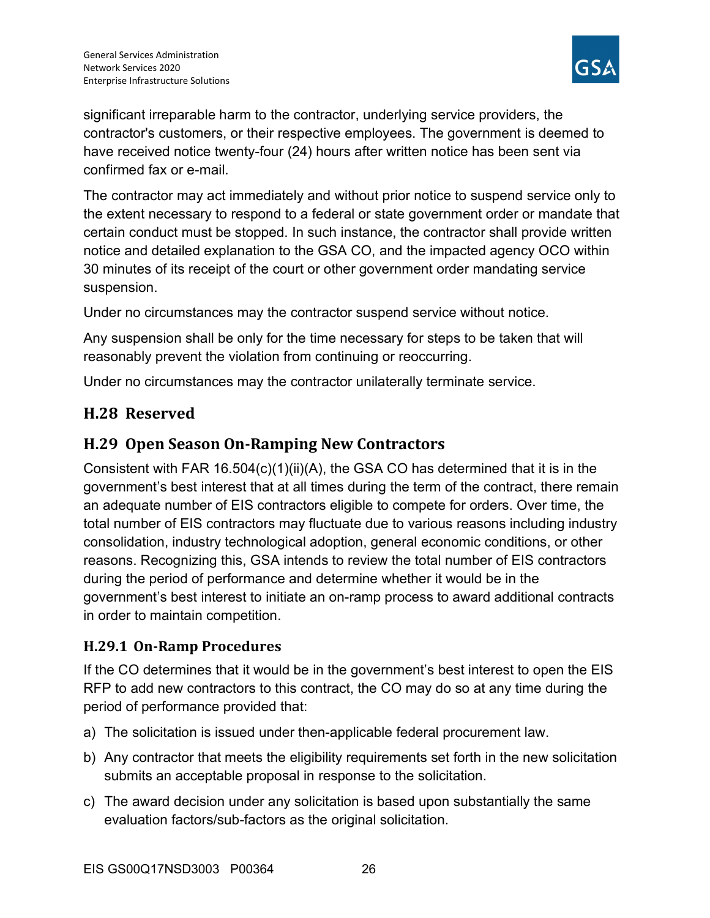significant irreparable harm to the contractor, underlying service providers, the contractor's customers, or their respective employees. The government is deemed to have received notice twenty-four (24) hours after written notice has been sent via confirmed fax or e-mail.

The contractor may act immediately and without prior notice to suspend service only to the extent necessary to respond to a federal or state government order or mandate that certain conduct must be stopped. In such instance, the contractor shall provide written notice and detailed explanation to the GSA CO, and the impacted agency OCO within 30 minutes of its receipt of the court or other government order mandating service suspension.

Under no circumstances may the contractor suspend service without notice.

Any suspension shall be only for the time necessary for steps to be taken that will reasonably prevent the violation from continuing or reoccurring.

Under no circumstances may the contractor unilaterally terminate service.

## H.28 Reserved

## H.29 Open Season On-Ramping New Contractors

Consistent with FAR 16.504(c)(1)(ii)(A), the GSA CO has determined that it is in the government's best interest that at all times during the term of the contract, there remain an adequate number of EIS contractors eligible to compete for orders. Over time, the total number of EIS contractors may fluctuate due to various reasons including industry consolidation, industry technological adoption, general economic conditions, or other reasons. Recognizing this, GSA intends to review the total number of EIS contractors during the period of performance and determine whether it would be in the government's best interest to initiate an on-ramp process to award additional contracts in order to maintain competition.

### H.29.1 On-Ramp Procedures

If the CO determines that it would be in the government's best interest to open the EIS RFP to add new contractors to this contract, the CO may do so at any time during the period of performance provided that:

a) The solicitation is issued under then-applicable federal procurement law.
b) Any contractor that meets the eligibility requirements set forth in the new solicitation submits an acceptable proposal in response to the solicitation.
c) The award decision under any solicitation is based upon substantially the same evaluation factors/sub-factors as the original solicitation.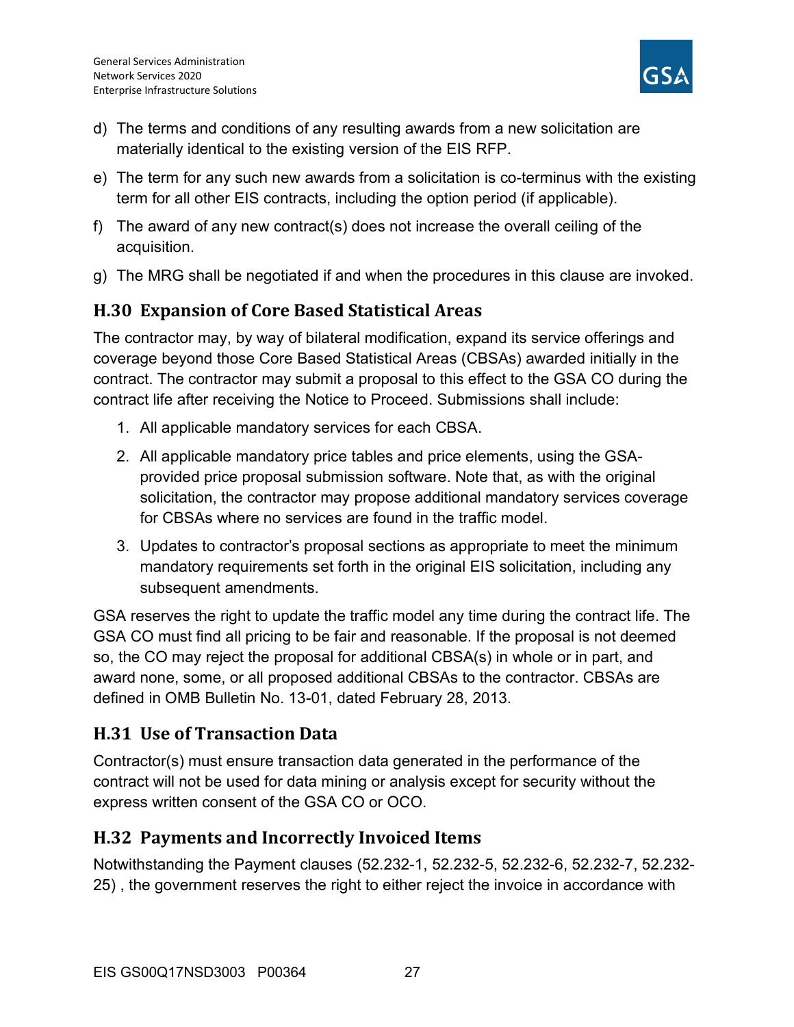d) The terms and conditions of any resulting awards from a new solicitation are materially identical to the existing version of the EIS RFP.

e) The term for any such new awards from a solicitation is co-terminus with the existing term for all other EIS contracts, including the option period (if applicable).

f) The award of any new contract(s) does not increase the overall ceiling of the acquisition.

g) The MRG shall be negotiated if and when the procedures in this clause are invoked.

## H.30 Expansion of Core Based Statistical Areas

The contractor may, by way of bilateral modification, expand its service offerings and coverage beyond those Core Based Statistical Areas (CBSAs) awarded initially in the contract. The contractor may submit a proposal to this effect to the GSA CO during the contract life after receiving the Notice to Proceed. Submissions shall include:

1. All applicable mandatory services for each CBSA.
2. All applicable mandatory price tables and price elements, using the GSA-provided price proposal submission software. Note that, as with the original solicitation, the contractor may propose additional mandatory services coverage for CBSAs where no services are found in the traffic model.
3. Updates to contractor's proposal sections as appropriate to meet the minimum mandatory requirements set forth in the original EIS solicitation, including any subsequent amendments.

GSA reserves the right to update the traffic model any time during the contract life. The GSA CO must find all pricing to be fair and reasonable. If the proposal is not deemed so, the CO may reject the proposal for additional CBSA(s) in whole or in part, and award none, some, or all proposed additional CBSAs to the contractor. CBSAs are defined in OMB Bulletin No. 13-01, dated February 28, 2013.

## H.31 Use of Transaction Data

Contractor(s) must ensure transaction data generated in the performance of the contract will not be used for data mining or analysis except for security without the express written consent of the GSA CO or OCO.

## H.32 Payments and Incorrectly Invoiced Items

Notwithstanding the Payment clauses (52.232-1, 52.232-5, 52.232-6, 52.232-7, 52.232-25) , the government reserves the right to either reject the invoice in accordance with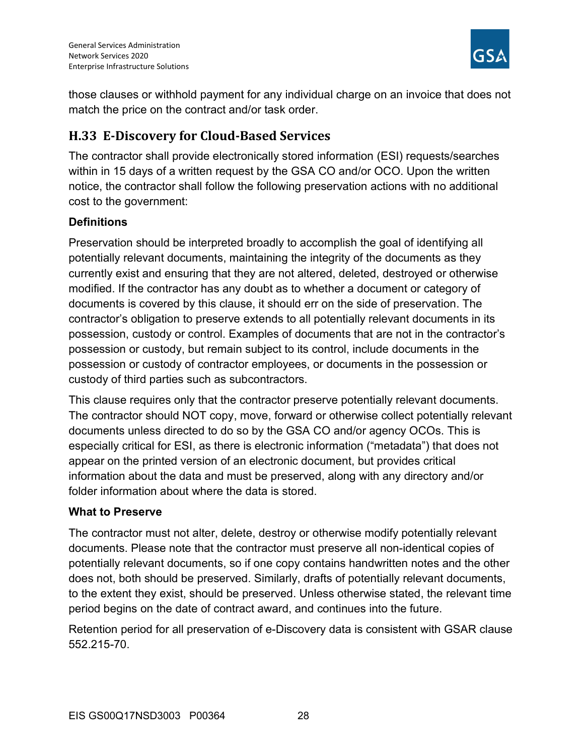those clauses or withhold payment for any individual charge on an invoice that does not match the price on the contract and/or task order.

## H.33 E-Discovery for Cloud-Based Services

The contractor shall provide electronically stored information (ESI) requests/searches within in 15 days of a written request by the GSA CO and/or OCO. Upon the written notice, the contractor shall follow the following preservation actions with no additional cost to the government:

**Definitions**

Preservation should be interpreted broadly to accomplish the goal of identifying all potentially relevant documents, maintaining the integrity of the documents as they currently exist and ensuring that they are not altered, deleted, destroyed or otherwise modified. If the contractor has any doubt as to whether a document or category of documents is covered by this clause, it should err on the side of preservation. The contractor's obligation to preserve extends to all potentially relevant documents in its possession, custody or control. Examples of documents that are not in the contractor's possession or custody, but remain subject to its control, include documents in the possession or custody of contractor employees, or documents in the possession or custody of third parties such as subcontractors.

This clause requires only that the contractor preserve potentially relevant documents. The contractor should NOT copy, move, forward or otherwise collect potentially relevant documents unless directed to do so by the GSA CO and/or agency OCOs. This is especially critical for ESI, as there is electronic information ("metadata") that does not appear on the printed version of an electronic document, but provides critical information about the data and must be preserved, along with any directory and/or folder information about where the data is stored.

**What to Preserve**

The contractor must not alter, delete, destroy or otherwise modify potentially relevant documents. Please note that the contractor must preserve all non-identical copies of potentially relevant documents, so if one copy contains handwritten notes and the other does not, both should be preserved. Similarly, drafts of potentially relevant documents, to the extent they exist, should be preserved. Unless otherwise stated, the relevant time period begins on the date of contract award, and continues into the future.

Retention period for all preservation of e-Discovery data is consistent with GSAR clause 552.215-70.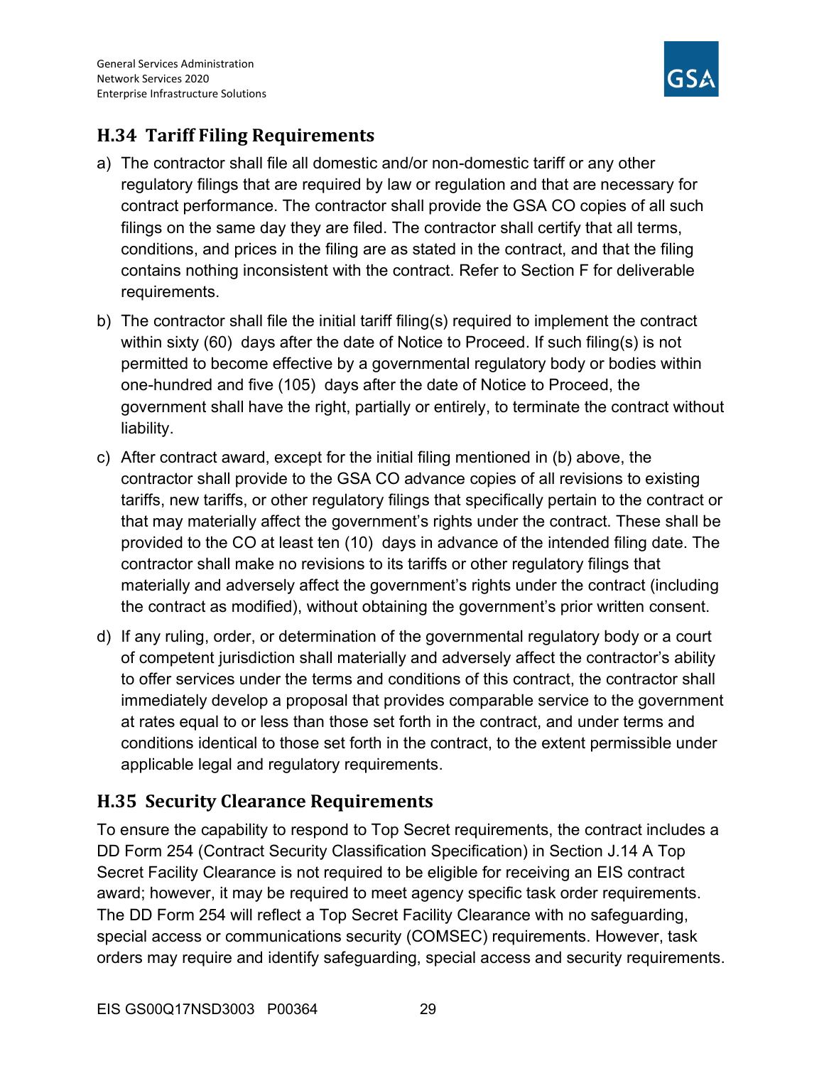## H.34 Tariff Filing Requirements

a) The contractor shall file all domestic and/or non-domestic tariff or any other regulatory filings that are required by law or regulation and that are necessary for contract performance. The contractor shall provide the GSA CO copies of all such filings on the same day they are filed. The contractor shall certify that all terms, conditions, and prices in the filing are as stated in the contract, and that the filing contains nothing inconsistent with the contract. Refer to Section F for deliverable requirements.

b) The contractor shall file the initial tariff filing(s) required to implement the contract within sixty (60) days after the date of Notice to Proceed. If such filing(s) is not permitted to become effective by a governmental regulatory body or bodies within one-hundred and five (105) days after the date of Notice to Proceed, the government shall have the right, partially or entirely, to terminate the contract without liability.

c) After contract award, except for the initial filing mentioned in (b) above, the contractor shall provide to the GSA CO advance copies of all revisions to existing tariffs, new tariffs, or other regulatory filings that specifically pertain to the contract or that may materially affect the government's rights under the contract. These shall be provided to the CO at least ten (10) days in advance of the intended filing date. The contractor shall make no revisions to its tariffs or other regulatory filings that materially and adversely affect the government's rights under the contract (including the contract as modified), without obtaining the government's prior written consent.

d) If any ruling, order, or determination of the governmental regulatory body or a court of competent jurisdiction shall materially and adversely affect the contractor's ability to offer services under the terms and conditions of this contract, the contractor shall immediately develop a proposal that provides comparable service to the government at rates equal to or less than those set forth in the contract, and under terms and conditions identical to those set forth in the contract, to the extent permissible under applicable legal and regulatory requirements.

## H.35 Security Clearance Requirements

To ensure the capability to respond to Top Secret requirements, the contract includes a DD Form 254 (Contract Security Classification Specification) in Section J.14 A Top Secret Facility Clearance is not required to be eligible for receiving an EIS contract award; however, it may be required to meet agency specific task order requirements. The DD Form 254 will reflect a Top Secret Facility Clearance with no safeguarding, special access or communications security (COMSEC) requirements. However, task orders may require and identify safeguarding, special access and security requirements.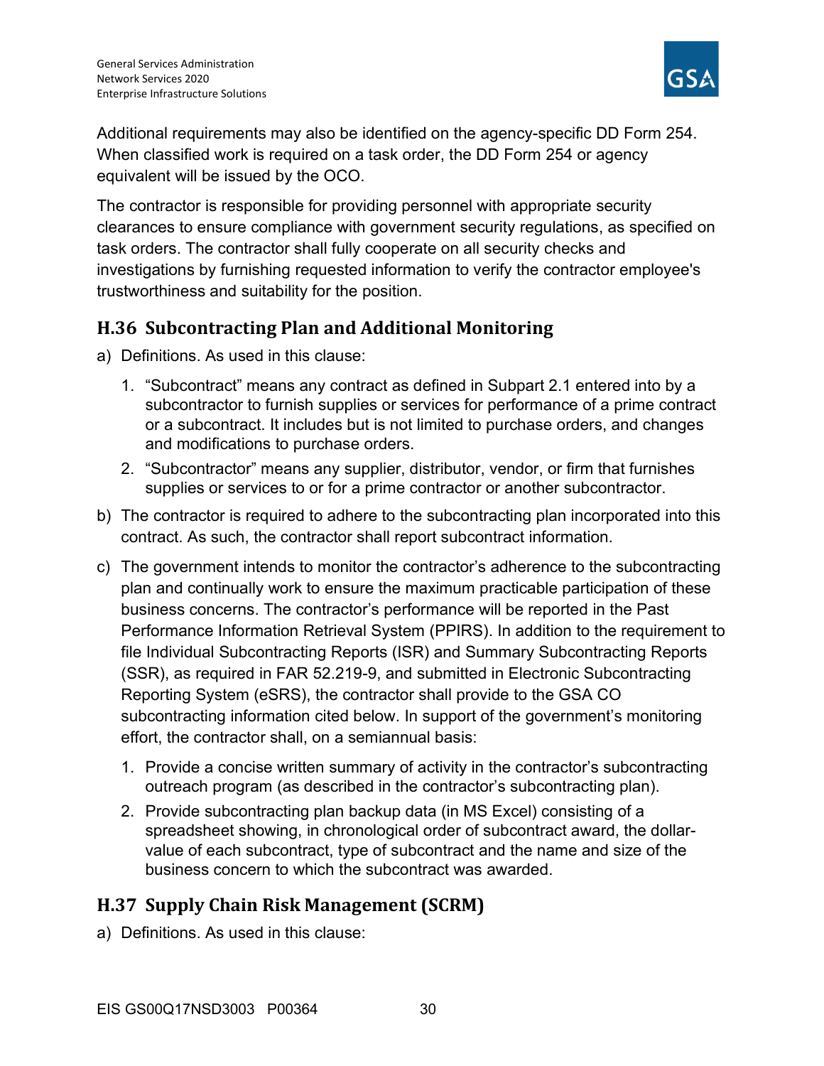Additional requirements may also be identified on the agency-specific DD Form 254. When classified work is required on a task order, the DD Form 254 or agency equivalent will be issued by the OCO.

The contractor is responsible for providing personnel with appropriate security clearances to ensure compliance with government security regulations, as specified on task orders. The contractor shall fully cooperate on all security checks and investigations by furnishing requested information to verify the contractor employee's trustworthiness and suitability for the position.

## H.36 Subcontracting Plan and Additional Monitoring

a) Definitions. As used in this clause:

   1. “Subcontract” means any contract as defined in Subpart 2.1 entered into by a subcontractor to furnish supplies or services for performance of a prime contract or a subcontract. It includes but is not limited to purchase orders, and changes and modifications to purchase orders.
   2. “Subcontractor” means any supplier, distributor, vendor, or firm that furnishes supplies or services to or for a prime contractor or another subcontractor.

b) The contractor is required to adhere to the subcontracting plan incorporated into this contract. As such, the contractor shall report subcontract information.

c) The government intends to monitor the contractor’s adherence to the subcontracting plan and continually work to ensure the maximum practicable participation of these business concerns. The contractor’s performance will be reported in the Past Performance Information Retrieval System (PPIRS). In addition to the requirement to file Individual Subcontracting Reports (ISR) and Summary Subcontracting Reports (SSR), as required in FAR 52.219-9, and submitted in Electronic Subcontracting Reporting System (eSRS), the contractor shall provide to the GSA CO subcontracting information cited below. In support of the government’s monitoring effort, the contractor shall, on a semiannual basis:

   1. Provide a concise written summary of activity in the contractor’s subcontracting outreach program (as described in the contractor’s subcontracting plan).
   2. Provide subcontracting plan backup data (in MS Excel) consisting of a spreadsheet showing, in chronological order of subcontract award, the dollar-value of each subcontract, type of subcontract and the name and size of the business concern to which the subcontract was awarded.

## H.37 Supply Chain Risk Management (SCRM)

a) Definitions. As used in this clause: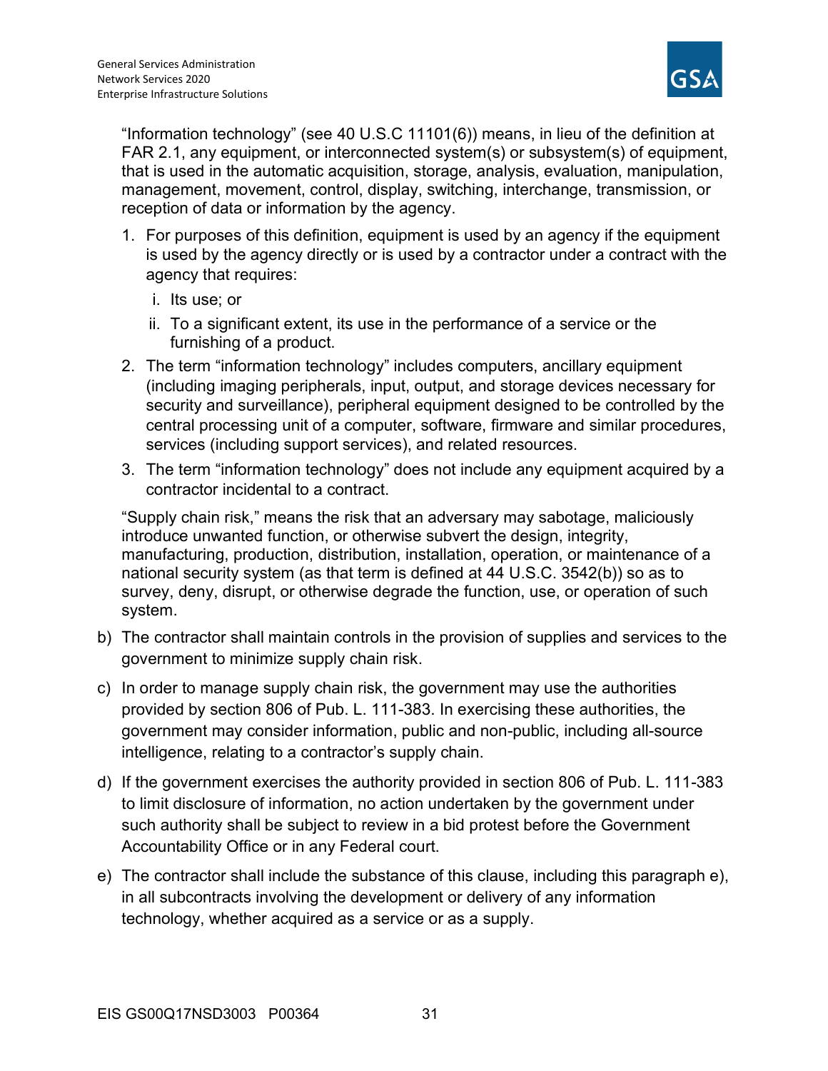"Information technology" (see 40 U.S.C 11101(6)) means, in lieu of the definition at FAR 2.1, any equipment, or interconnected system(s) or subsystem(s) of equipment, that is used in the automatic acquisition, storage, analysis, evaluation, manipulation, management, movement, control, display, switching, interchange, transmission, or reception of data or information by the agency.

1. For purposes of this definition, equipment is used by an agency if the equipment is used by the agency directly or is used by a contractor under a contract with the agency that requires:
   i. Its use; or
   ii. To a significant extent, its use in the performance of a service or the furnishing of a product.
2. The term "information technology" includes computers, ancillary equipment (including imaging peripherals, input, output, and storage devices necessary for security and surveillance), peripheral equipment designed to be controlled by the central processing unit of a computer, software, firmware and similar procedures, services (including support services), and related resources.
3. The term "information technology" does not include any equipment acquired by a contractor incidental to a contract.

"Supply chain risk," means the risk that an adversary may sabotage, maliciously introduce unwanted function, or otherwise subvert the design, integrity, manufacturing, production, distribution, installation, operation, or maintenance of a national security system (as that term is defined at 44 U.S.C. 3542(b)) so as to survey, deny, disrupt, or otherwise degrade the function, use, or operation of such system.

b) The contractor shall maintain controls in the provision of supplies and services to the government to minimize supply chain risk.

c) In order to manage supply chain risk, the government may use the authorities provided by section 806 of Pub. L. 111-383. In exercising these authorities, the government may consider information, public and non-public, including all-source intelligence, relating to a contractor's supply chain.

d) If the government exercises the authority provided in section 806 of Pub. L. 111-383 to limit disclosure of information, no action undertaken by the government under such authority shall be subject to review in a bid protest before the Government Accountability Office or in any Federal court.

e) The contractor shall include the substance of this clause, including this paragraph e), in all subcontracts involving the development or delivery of any information technology, whether acquired as a service or as a supply.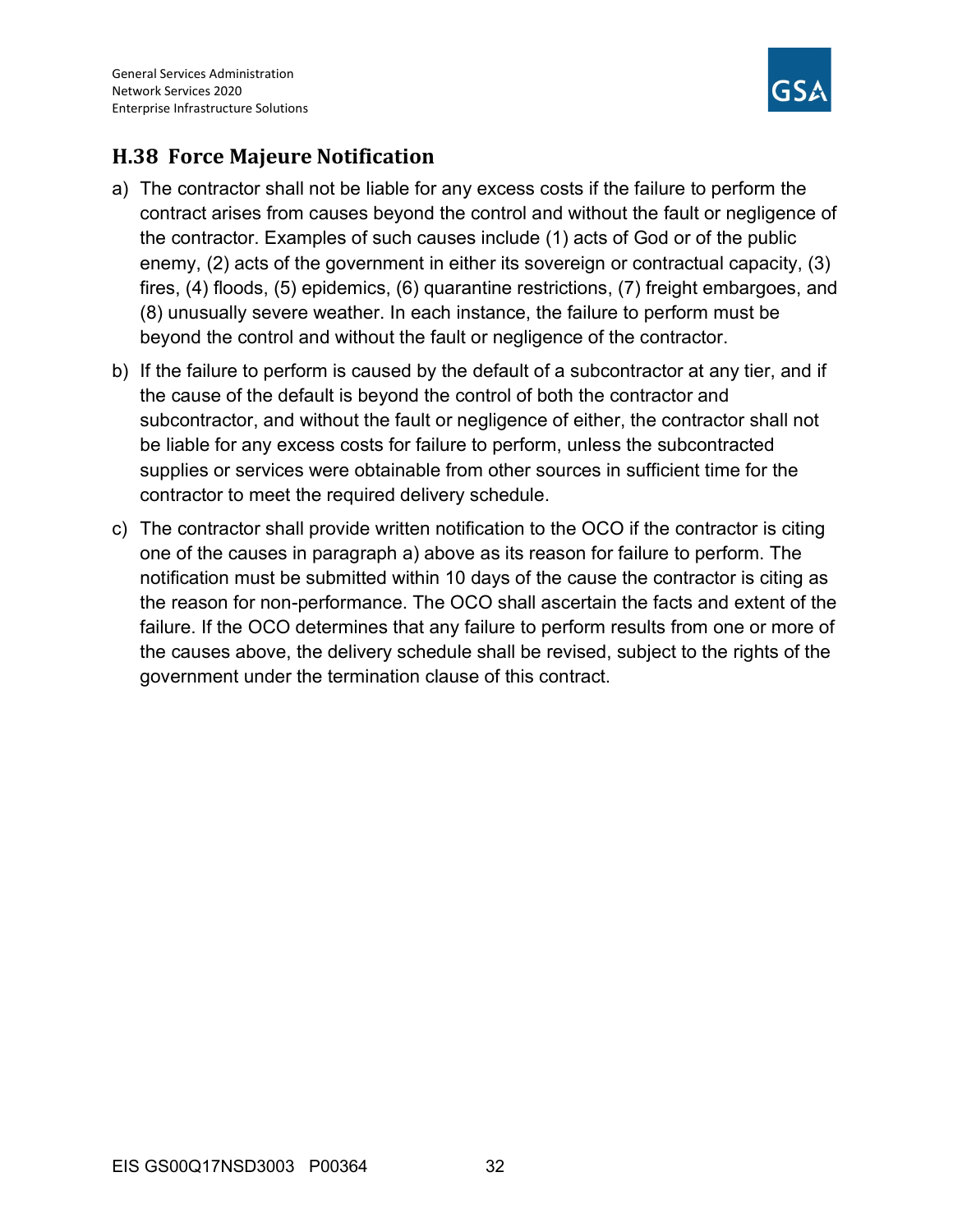## H.38 Force Majeure Notification

a) The contractor shall not be liable for any excess costs if the failure to perform the contract arises from causes beyond the control and without the fault or negligence of the contractor. Examples of such causes include (1) acts of God or of the public enemy, (2) acts of the government in either its sovereign or contractual capacity, (3) fires, (4) floods, (5) epidemics, (6) quarantine restrictions, (7) freight embargoes, and (8) unusually severe weather. In each instance, the failure to perform must be beyond the control and without the fault or negligence of the contractor.

b) If the failure to perform is caused by the default of a subcontractor at any tier, and if the cause of the default is beyond the control of both the contractor and subcontractor, and without the fault or negligence of either, the contractor shall not be liable for any excess costs for failure to perform, unless the subcontracted supplies or services were obtainable from other sources in sufficient time for the contractor to meet the required delivery schedule.

c) The contractor shall provide written notification to the OCO if the contractor is citing one of the causes in paragraph a) above as its reason for failure to perform. The notification must be submitted within 10 days of the cause the contractor is citing as the reason for non-performance. The OCO shall ascertain the facts and extent of the failure. If the OCO determines that any failure to perform results from one or more of the causes above, the delivery schedule shall be revised, subject to the rights of the government under the termination clause of this contract.